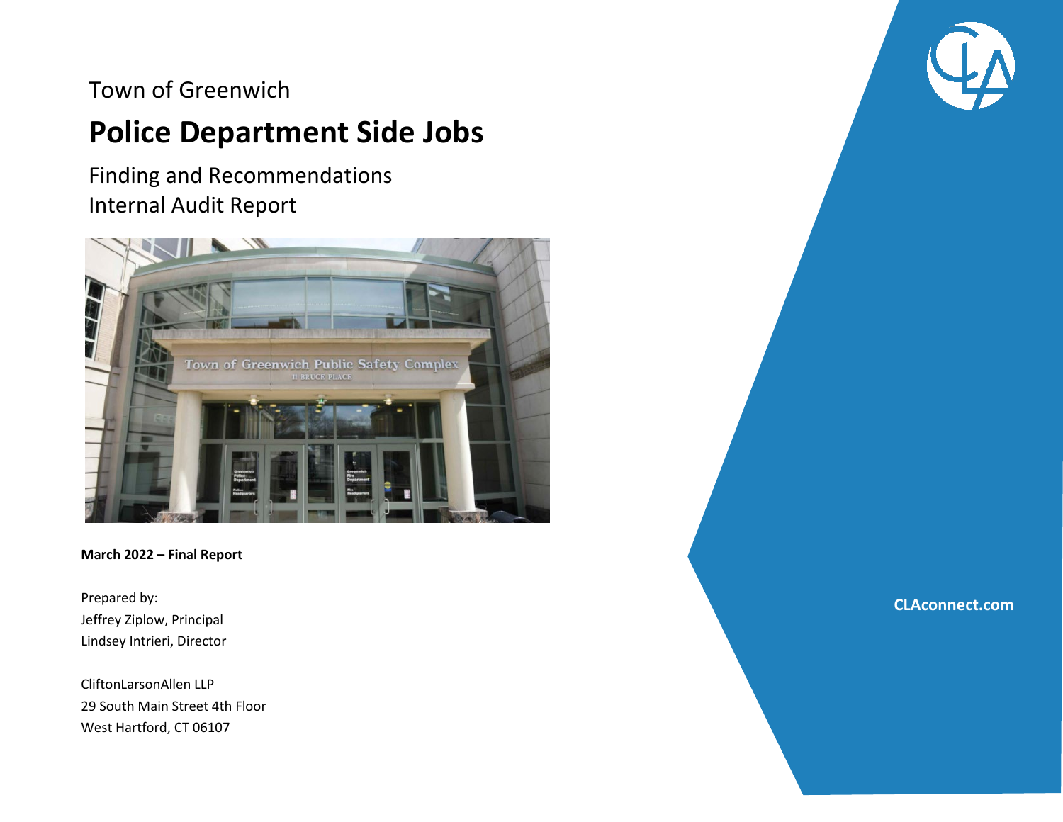Town of Greenwich

# Police Department Side Jobs

Finding and Recommendations
Internal Audit Report

**March 2022 – Final Report**

Prepared by:
Jeffrey Ziplow, Principal
Lindsey Intrieri, Director

CliftonLarsonAllen LLP
29 South Main Street 4th Floor
West Hartford, CT 06107

**CLAconnect.com**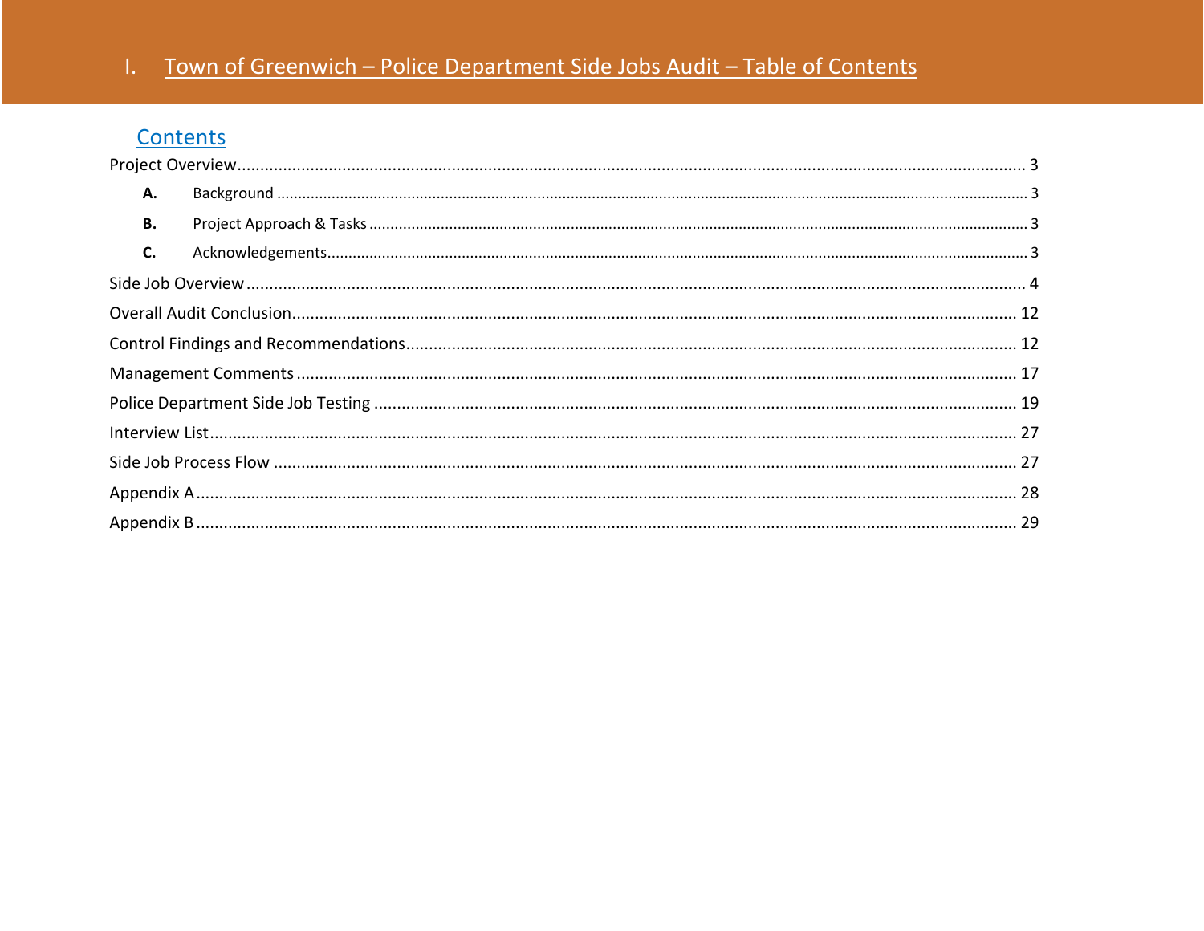# I. Town of Greenwich – Police Department Side Jobs Audit – Table of Contents

## Contents

Project Overview ........................................ 3

- **A.** Background ........................................ 3
- **B.** Project Approach & Tasks ........................................ 3
- **C.** Acknowledgements ........................................ 3

Side Job Overview ........................................ 4

Overall Audit Conclusion ........................................ 12

Control Findings and Recommendations ........................................ 12

Management Comments ........................................ 17

Police Department Side Job Testing ........................................ 19

Interview List ........................................ 27

Side Job Process Flow ........................................ 27

Appendix A ........................................ 28

Appendix B ........................................ 29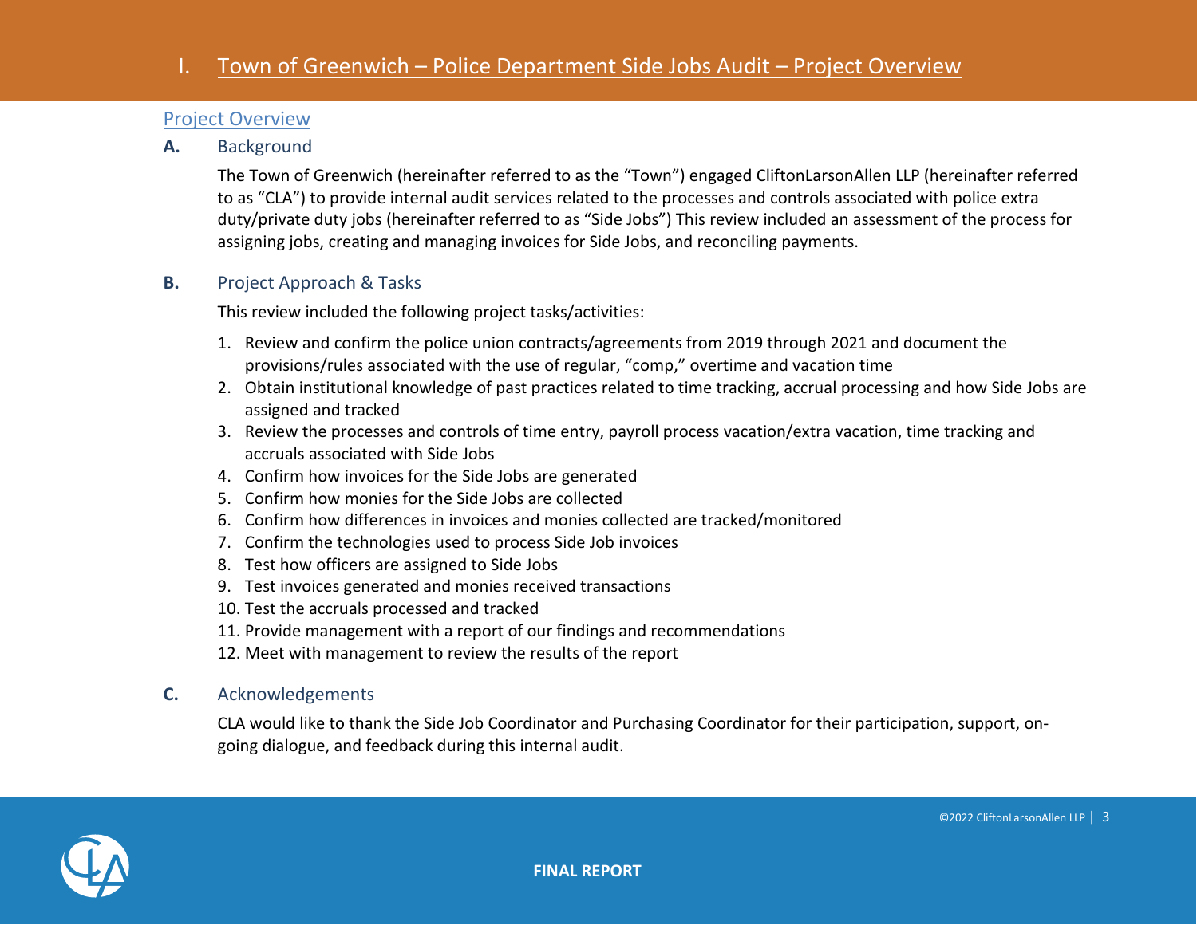# I. Town of Greenwich – Police Department Side Jobs Audit – Project Overview

## Project Overview

### A. Background

The Town of Greenwich (hereinafter referred to as the "Town") engaged CliftonLarsonAllen LLP (hereinafter referred to as "CLA") to provide internal audit services related to the processes and controls associated with police extra duty/private duty jobs (hereinafter referred to as "Side Jobs") This review included an assessment of the process for assigning jobs, creating and managing invoices for Side Jobs, and reconciling payments.

### B. Project Approach & Tasks

This review included the following project tasks/activities:

1. Review and confirm the police union contracts/agreements from 2019 through 2021 and document the provisions/rules associated with the use of regular, "comp," overtime and vacation time
2. Obtain institutional knowledge of past practices related to time tracking, accrual processing and how Side Jobs are assigned and tracked
3. Review the processes and controls of time entry, payroll process vacation/extra vacation, time tracking and accruals associated with Side Jobs
4. Confirm how invoices for the Side Jobs are generated
5. Confirm how monies for the Side Jobs are collected
6. Confirm how differences in invoices and monies collected are tracked/monitored
7. Confirm the technologies used to process Side Job invoices
8. Test how officers are assigned to Side Jobs
9. Test invoices generated and monies received transactions
10. Test the accruals processed and tracked
11. Provide management with a report of our findings and recommendations
12. Meet with management to review the results of the report

### C. Acknowledgements

CLA would like to thank the Side Job Coordinator and Purchasing Coordinator for their participation, support, on-going dialogue, and feedback during this internal audit.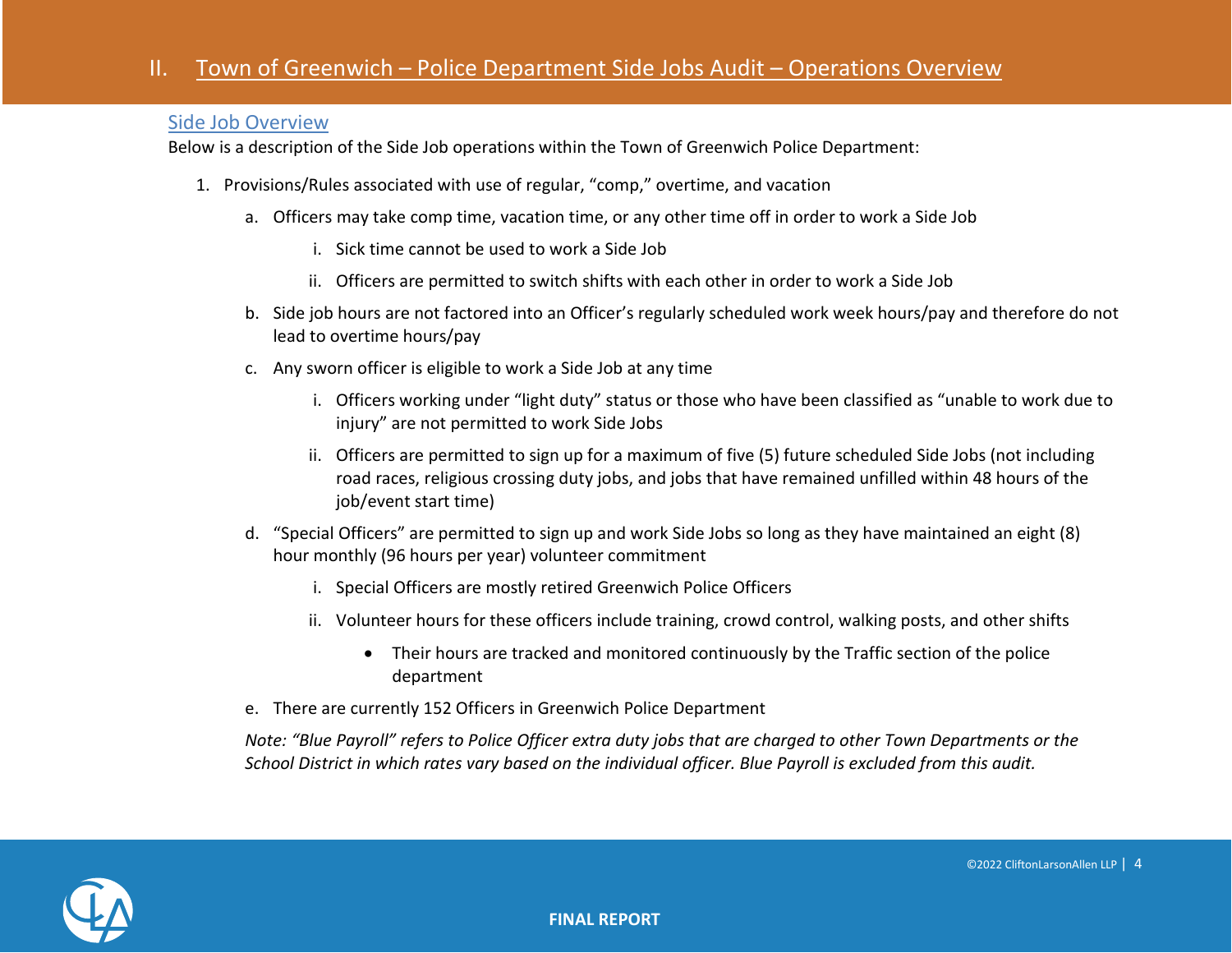## II. Town of Greenwich – Police Department Side Jobs Audit – Operations Overview

### Side Job Overview

Below is a description of the Side Job operations within the Town of Greenwich Police Department:

1. Provisions/Rules associated with use of regular, "comp," overtime, and vacation
   a. Officers may take comp time, vacation time, or any other time off in order to work a Side Job
      i. Sick time cannot be used to work a Side Job
      ii. Officers are permitted to switch shifts with each other in order to work a Side Job
   b. Side job hours are not factored into an Officer's regularly scheduled work week hours/pay and therefore do not lead to overtime hours/pay
   c. Any sworn officer is eligible to work a Side Job at any time
      i. Officers working under "light duty" status or those who have been classified as "unable to work due to injury" are not permitted to work Side Jobs
      ii. Officers are permitted to sign up for a maximum of five (5) future scheduled Side Jobs (not including road races, religious crossing duty jobs, and jobs that have remained unfilled within 48 hours of the job/event start time)
   d. "Special Officers" are permitted to sign up and work Side Jobs so long as they have maintained an eight (8) hour monthly (96 hours per year) volunteer commitment
      i. Special Officers are mostly retired Greenwich Police Officers
      ii. Volunteer hours for these officers include training, crowd control, walking posts, and other shifts
         - Their hours are tracked and monitored continuously by the Traffic section of the police department
   e. There are currently 152 Officers in Greenwich Police Department

*Note: "Blue Payroll" refers to Police Officer extra duty jobs that are charged to other Town Departments or the School District in which rates vary based on the individual officer. Blue Payroll is excluded from this audit.*

**FINAL REPORT**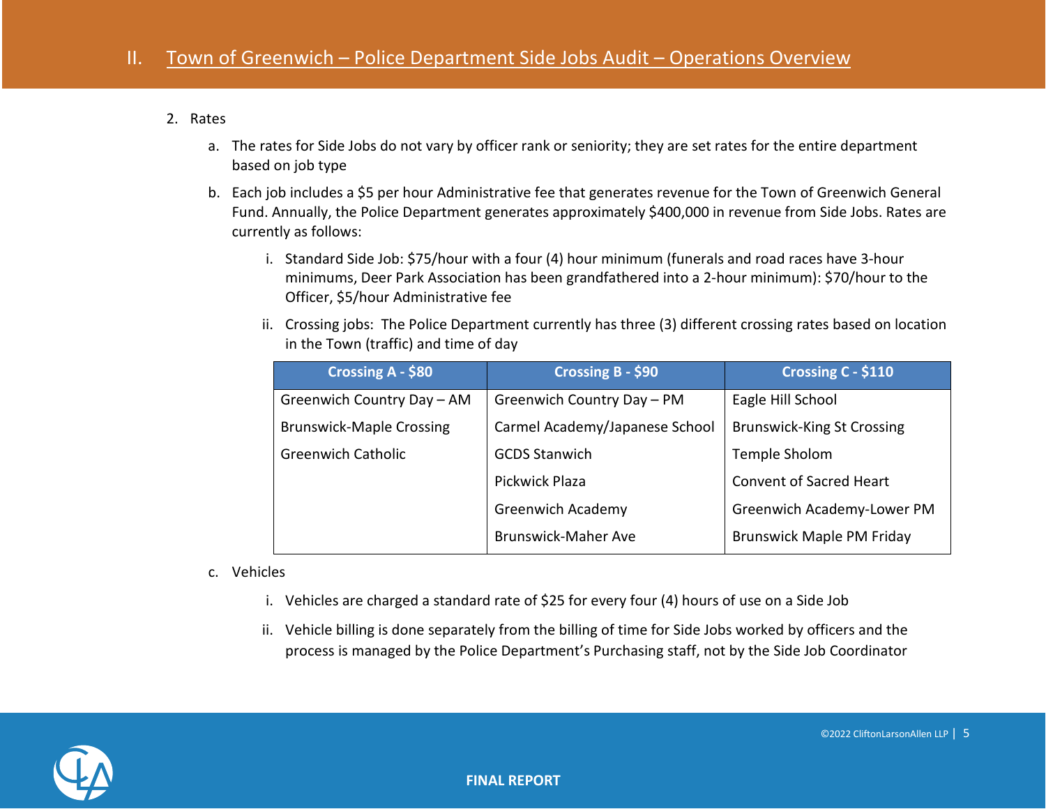# II. Town of Greenwich – Police Department Side Jobs Audit – Operations Overview

2. Rates

   a. The rates for Side Jobs do not vary by officer rank or seniority; they are set rates for the entire department based on job type

   b. Each job includes a $5 per hour Administrative fee that generates revenue for the Town of Greenwich General Fund. Annually, the Police Department generates approximately $400,000 in revenue from Side Jobs. Rates are currently as follows:

      i. Standard Side Job: $75/hour with a four (4) hour minimum (funerals and road races have 3-hour minimums, Deer Park Association has been grandfathered into a 2-hour minimum): $70/hour to the Officer, $5/hour Administrative fee

      ii. Crossing jobs: The Police Department currently has three (3) different crossing rates based on location in the Town (traffic) and time of day

| Crossing A - $80 | Crossing B - $90 | Crossing C - $110 |
|---|---|---|
| Greenwich Country Day – AM | Greenwich Country Day – PM | Eagle Hill School |
| Brunswick-Maple Crossing | Carmel Academy/Japanese School | Brunswick-King St Crossing |
| Greenwich Catholic | GCDS Stanwich | Temple Sholom |
| | Pickwick Plaza | Convent of Sacred Heart |
| | Greenwich Academy | Greenwich Academy-Lower PM |
| | Brunswick-Maher Ave | Brunswick Maple PM Friday |

   c. Vehicles

      i. Vehicles are charged a standard rate of $25 for every four (4) hours of use on a Side Job

      ii. Vehicle billing is done separately from the billing of time for Side Jobs worked by officers and the process is managed by the Police Department's Purchasing staff, not by the Side Job Coordinator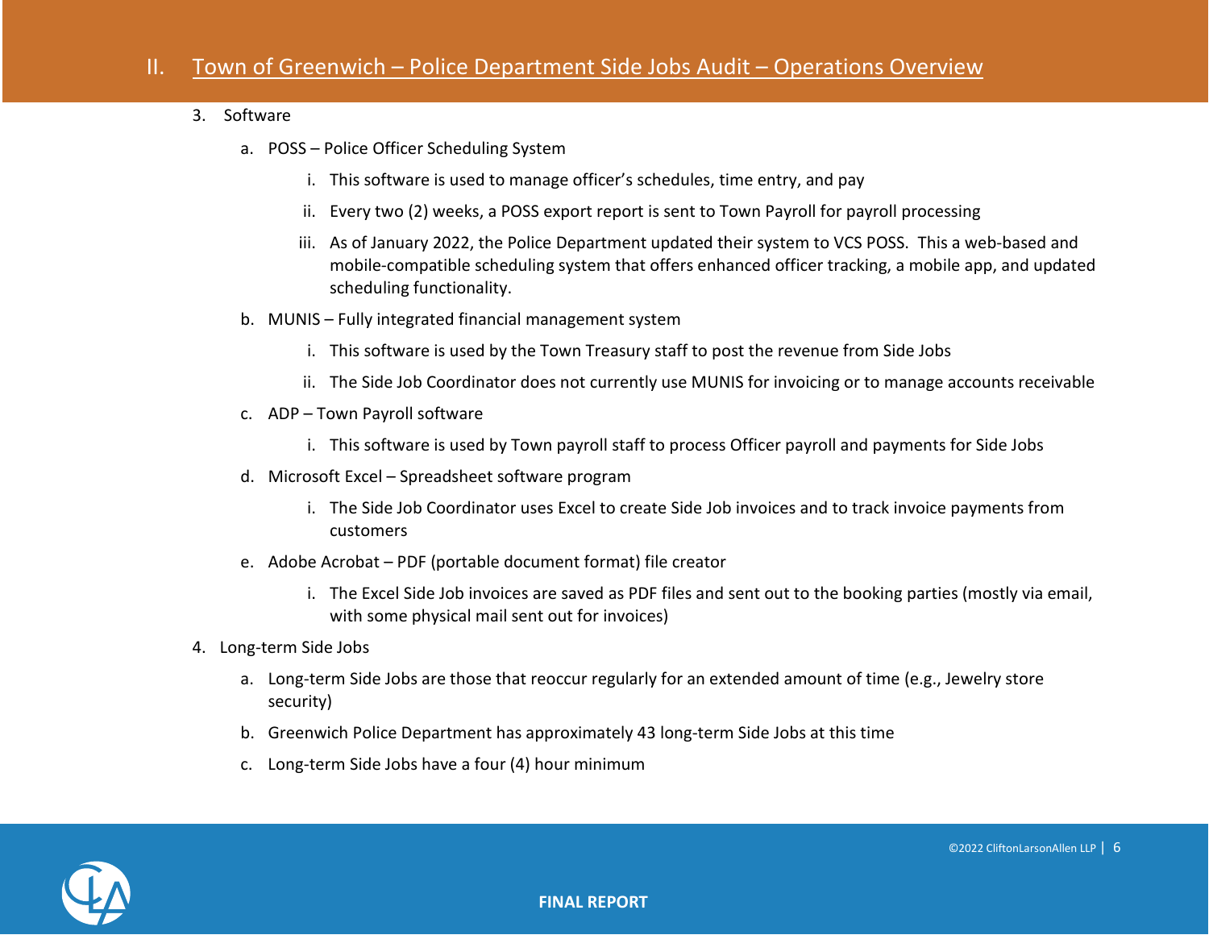## II. Town of Greenwich – Police Department Side Jobs Audit – Operations Overview

3. Software

   a. POSS – Police Officer Scheduling System

      i. This software is used to manage officer's schedules, time entry, and pay

      ii. Every two (2) weeks, a POSS export report is sent to Town Payroll for payroll processing

      iii. As of January 2022, the Police Department updated their system to VCS POSS. This a web-based and mobile-compatible scheduling system that offers enhanced officer tracking, a mobile app, and updated scheduling functionality.

   b. MUNIS – Fully integrated financial management system

      i. This software is used by the Town Treasury staff to post the revenue from Side Jobs

      ii. The Side Job Coordinator does not currently use MUNIS for invoicing or to manage accounts receivable

   c. ADP – Town Payroll software

      i. This software is used by Town payroll staff to process Officer payroll and payments for Side Jobs

   d. Microsoft Excel – Spreadsheet software program

      i. The Side Job Coordinator uses Excel to create Side Job invoices and to track invoice payments from customers

   e. Adobe Acrobat – PDF (portable document format) file creator

      i. The Excel Side Job invoices are saved as PDF files and sent out to the booking parties (mostly via email, with some physical mail sent out for invoices)

4. Long-term Side Jobs

   a. Long-term Side Jobs are those that reoccur regularly for an extended amount of time (e.g., Jewelry store security)

   b. Greenwich Police Department has approximately 43 long-term Side Jobs at this time

   c. Long-term Side Jobs have a four (4) hour minimum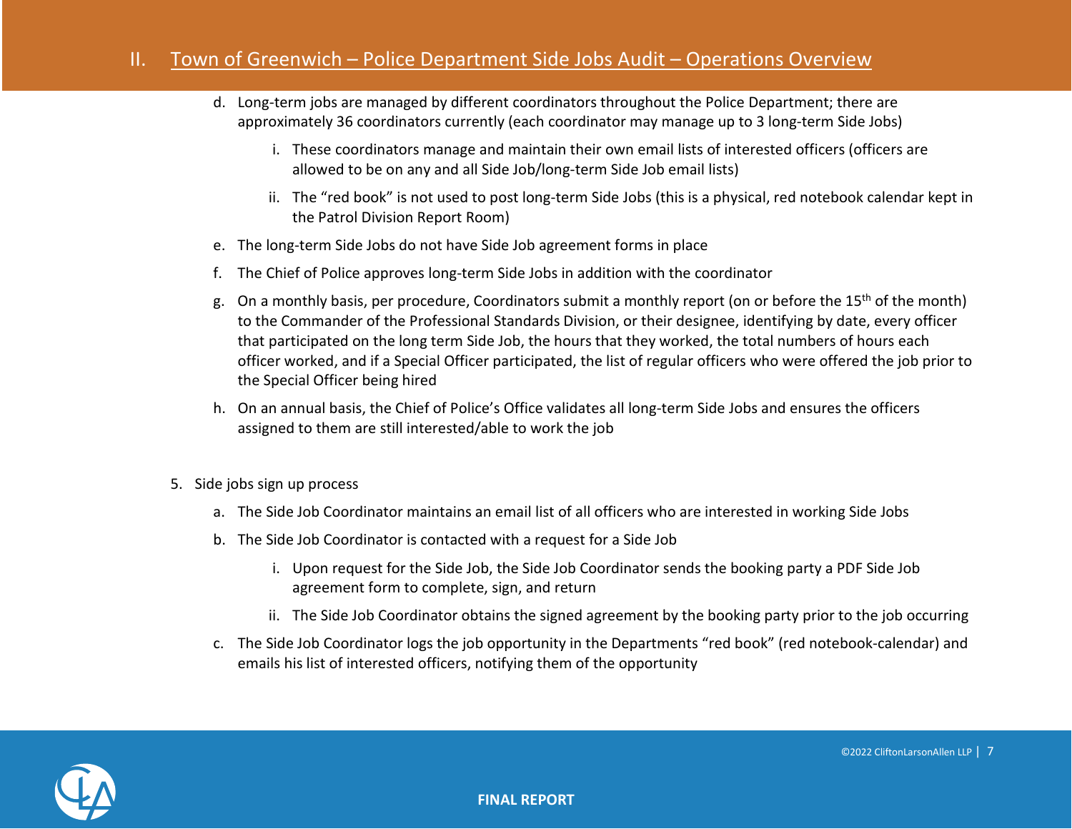## II. Town of Greenwich – Police Department Side Jobs Audit – Operations Overview

d. Long-term jobs are managed by different coordinators throughout the Police Department; there are approximately 36 coordinators currently (each coordinator may manage up to 3 long-term Side Jobs)

   i. These coordinators manage and maintain their own email lists of interested officers (officers are allowed to be on any and all Side Job/long-term Side Job email lists)

   ii. The "red book" is not used to post long-term Side Jobs (this is a physical, red notebook calendar kept in the Patrol Division Report Room)

e. The long-term Side Jobs do not have Side Job agreement forms in place

f. The Chief of Police approves long-term Side Jobs in addition with the coordinator

g. On a monthly basis, per procedure, Coordinators submit a monthly report (on or before the 15th of the month) to the Commander of the Professional Standards Division, or their designee, identifying by date, every officer that participated on the long term Side Job, the hours that they worked, the total numbers of hours each officer worked, and if a Special Officer participated, the list of regular officers who were offered the job prior to the Special Officer being hired

h. On an annual basis, the Chief of Police's Office validates all long-term Side Jobs and ensures the officers assigned to them are still interested/able to work the job

5. Side jobs sign up process

   a. The Side Job Coordinator maintains an email list of all officers who are interested in working Side Jobs

   b. The Side Job Coordinator is contacted with a request for a Side Job

      i. Upon request for the Side Job, the Side Job Coordinator sends the booking party a PDF Side Job agreement form to complete, sign, and return

      ii. The Side Job Coordinator obtains the signed agreement by the booking party prior to the job occurring

   c. The Side Job Coordinator logs the job opportunity in the Departments "red book" (red notebook-calendar) and emails his list of interested officers, notifying them of the opportunity

**FINAL REPORT**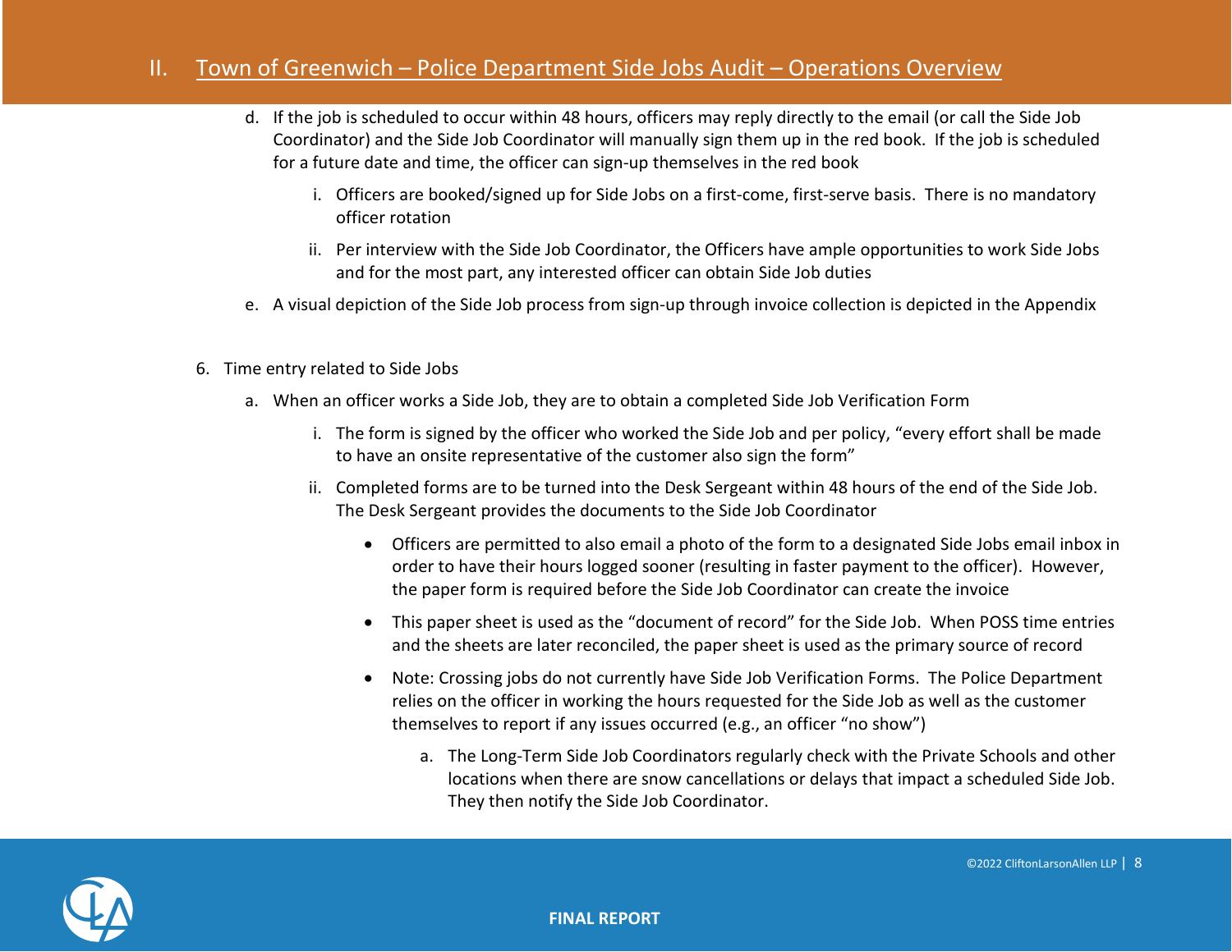## II. Town of Greenwich – Police Department Side Jobs Audit – Operations Overview

d. If the job is scheduled to occur within 48 hours, officers may reply directly to the email (or call the Side Job Coordinator) and the Side Job Coordinator will manually sign them up in the red book. If the job is scheduled for a future date and time, the officer can sign-up themselves in the red book

   i. Officers are booked/signed up for Side Jobs on a first-come, first-serve basis. There is no mandatory officer rotation

   ii. Per interview with the Side Job Coordinator, the Officers have ample opportunities to work Side Jobs and for the most part, any interested officer can obtain Side Job duties

e. A visual depiction of the Side Job process from sign-up through invoice collection is depicted in the Appendix

6. Time entry related to Side Jobs

   a. When an officer works a Side Job, they are to obtain a completed Side Job Verification Form

      i. The form is signed by the officer who worked the Side Job and per policy, "every effort shall be made to have an onsite representative of the customer also sign the form"

      ii. Completed forms are to be turned into the Desk Sergeant within 48 hours of the end of the Side Job. The Desk Sergeant provides the documents to the Side Job Coordinator

         - Officers are permitted to also email a photo of the form to a designated Side Jobs email inbox in order to have their hours logged sooner (resulting in faster payment to the officer). However, the paper form is required before the Side Job Coordinator can create the invoice
         - This paper sheet is used as the "document of record" for the Side Job. When POSS time entries and the sheets are later reconciled, the paper sheet is used as the primary source of record
         - Note: Crossing jobs do not currently have Side Job Verification Forms. The Police Department relies on the officer in working the hours requested for the Side Job as well as the customer themselves to report if any issues occurred (e.g., an officer "no show")

            a. The Long-Term Side Job Coordinators regularly check with the Private Schools and other locations when there are snow cancellations or delays that impact a scheduled Side Job. They then notify the Side Job Coordinator.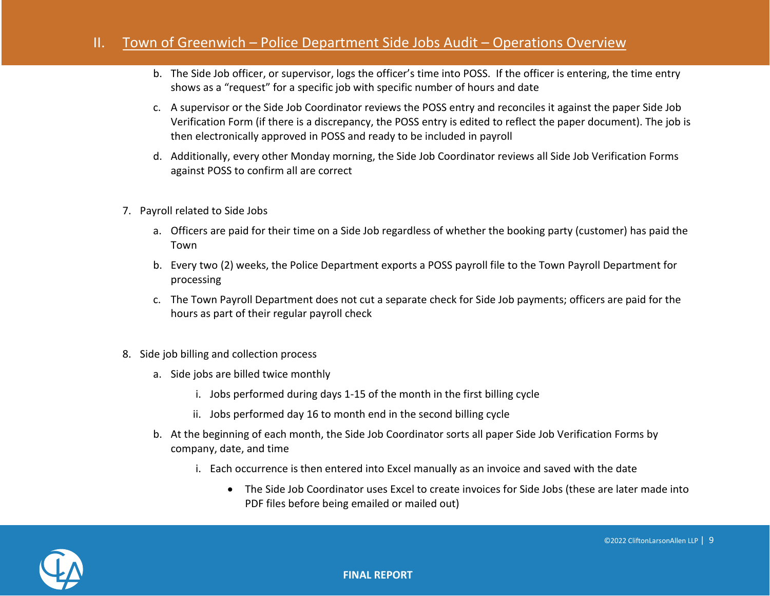b. The Side Job officer, or supervisor, logs the officer's time into POSS. If the officer is entering, the time entry shows as a "request" for a specific job with specific number of hours and date

c. A supervisor or the Side Job Coordinator reviews the POSS entry and reconciles it against the paper Side Job Verification Form (if there is a discrepancy, the POSS entry is edited to reflect the paper document). The job is then electronically approved in POSS and ready to be included in payroll

d. Additionally, every other Monday morning, the Side Job Coordinator reviews all Side Job Verification Forms against POSS to confirm all are correct

7. Payroll related to Side Jobs

   a. Officers are paid for their time on a Side Job regardless of whether the booking party (customer) has paid the Town

   b. Every two (2) weeks, the Police Department exports a POSS payroll file to the Town Payroll Department for processing

   c. The Town Payroll Department does not cut a separate check for Side Job payments; officers are paid for the hours as part of their regular payroll check

8. Side job billing and collection process

   a. Side jobs are billed twice monthly

      i. Jobs performed during days 1-15 of the month in the first billing cycle

      ii. Jobs performed day 16 to month end in the second billing cycle

   b. At the beginning of each month, the Side Job Coordinator sorts all paper Side Job Verification Forms by company, date, and time

      i. Each occurrence is then entered into Excel manually as an invoice and saved with the date

         - The Side Job Coordinator uses Excel to create invoices for Side Jobs (these are later made into PDF files before being emailed or mailed out)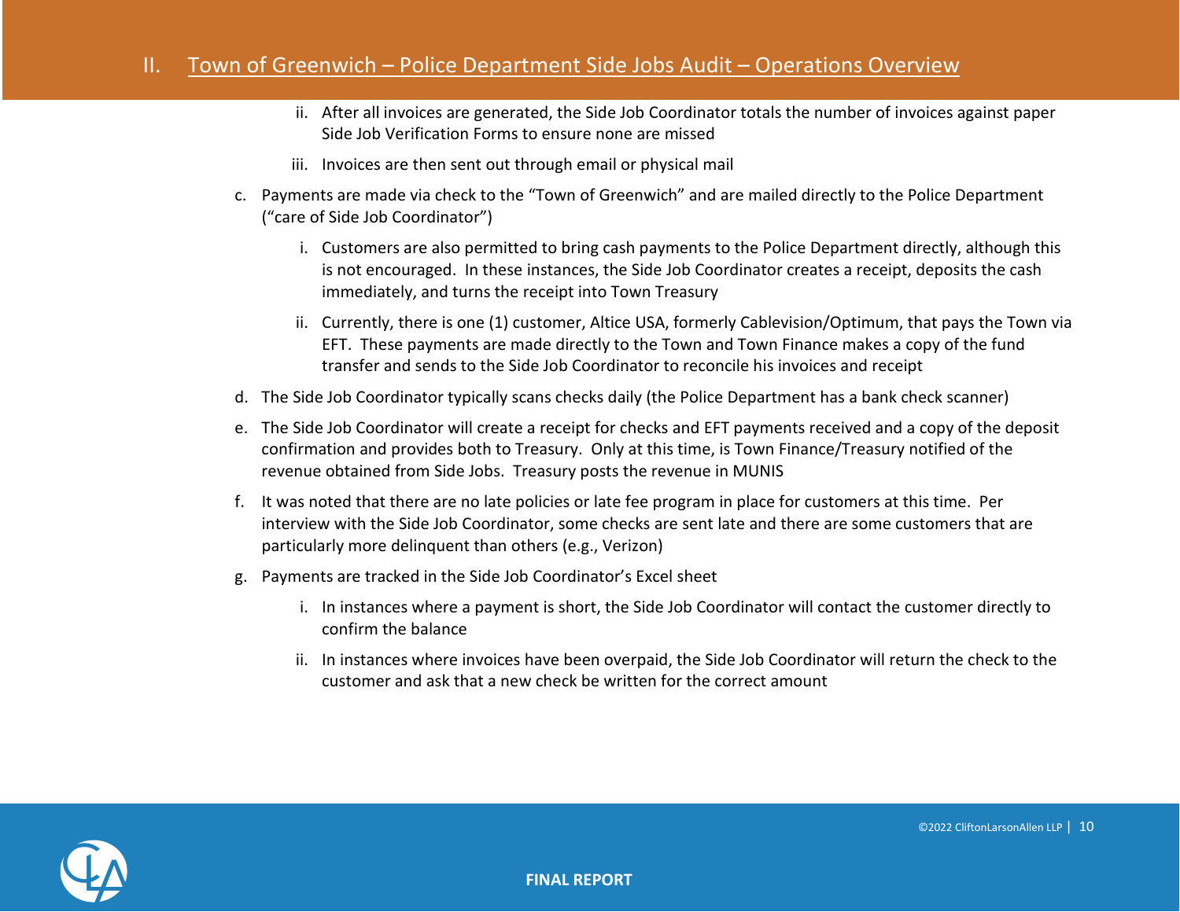## II. Town of Greenwich – Police Department Side Jobs Audit – Operations Overview

ii. After all invoices are generated, the Side Job Coordinator totals the number of invoices against paper Side Job Verification Forms to ensure none are missed

iii. Invoices are then sent out through email or physical mail

c. Payments are made via check to the "Town of Greenwich" and are mailed directly to the Police Department ("care of Side Job Coordinator")

   i. Customers are also permitted to bring cash payments to the Police Department directly, although this is not encouraged. In these instances, the Side Job Coordinator creates a receipt, deposits the cash immediately, and turns the receipt into Town Treasury

   ii. Currently, there is one (1) customer, Altice USA, formerly Cablevision/Optimum, that pays the Town via EFT. These payments are made directly to the Town and Town Finance makes a copy of the fund transfer and sends to the Side Job Coordinator to reconcile his invoices and receipt

d. The Side Job Coordinator typically scans checks daily (the Police Department has a bank check scanner)

e. The Side Job Coordinator will create a receipt for checks and EFT payments received and a copy of the deposit confirmation and provides both to Treasury. Only at this time, is Town Finance/Treasury notified of the revenue obtained from Side Jobs. Treasury posts the revenue in MUNIS

f. It was noted that there are no late policies or late fee program in place for customers at this time. Per interview with the Side Job Coordinator, some checks are sent late and there are some customers that are particularly more delinquent than others (e.g., Verizon)

g. Payments are tracked in the Side Job Coordinator's Excel sheet

   i. In instances where a payment is short, the Side Job Coordinator will contact the customer directly to confirm the balance

   ii. In instances where invoices have been overpaid, the Side Job Coordinator will return the check to the customer and ask that a new check be written for the correct amount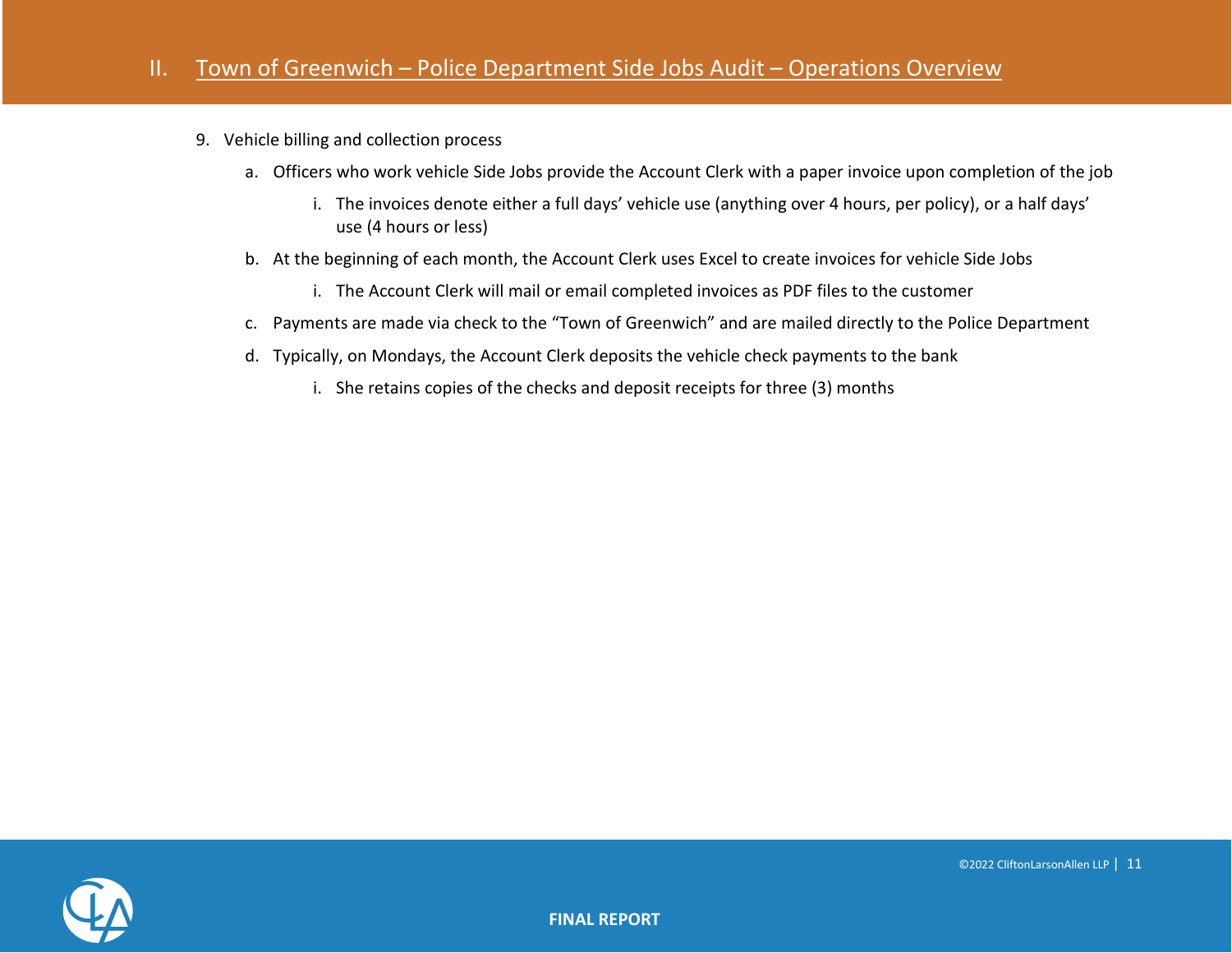9. Vehicle billing and collection process
    a. Officers who work vehicle Side Jobs provide the Account Clerk with a paper invoice upon completion of the job
        i. The invoices denote either a full days' vehicle use (anything over 4 hours, per policy), or a half days' use (4 hours or less)
    b. At the beginning of each month, the Account Clerk uses Excel to create invoices for vehicle Side Jobs
        i. The Account Clerk will mail or email completed invoices as PDF files to the customer
    c. Payments are made via check to the "Town of Greenwich" and are mailed directly to the Police Department
    d. Typically, on Mondays, the Account Clerk deposits the vehicle check payments to the bank
        i. She retains copies of the checks and deposit receipts for three (3) months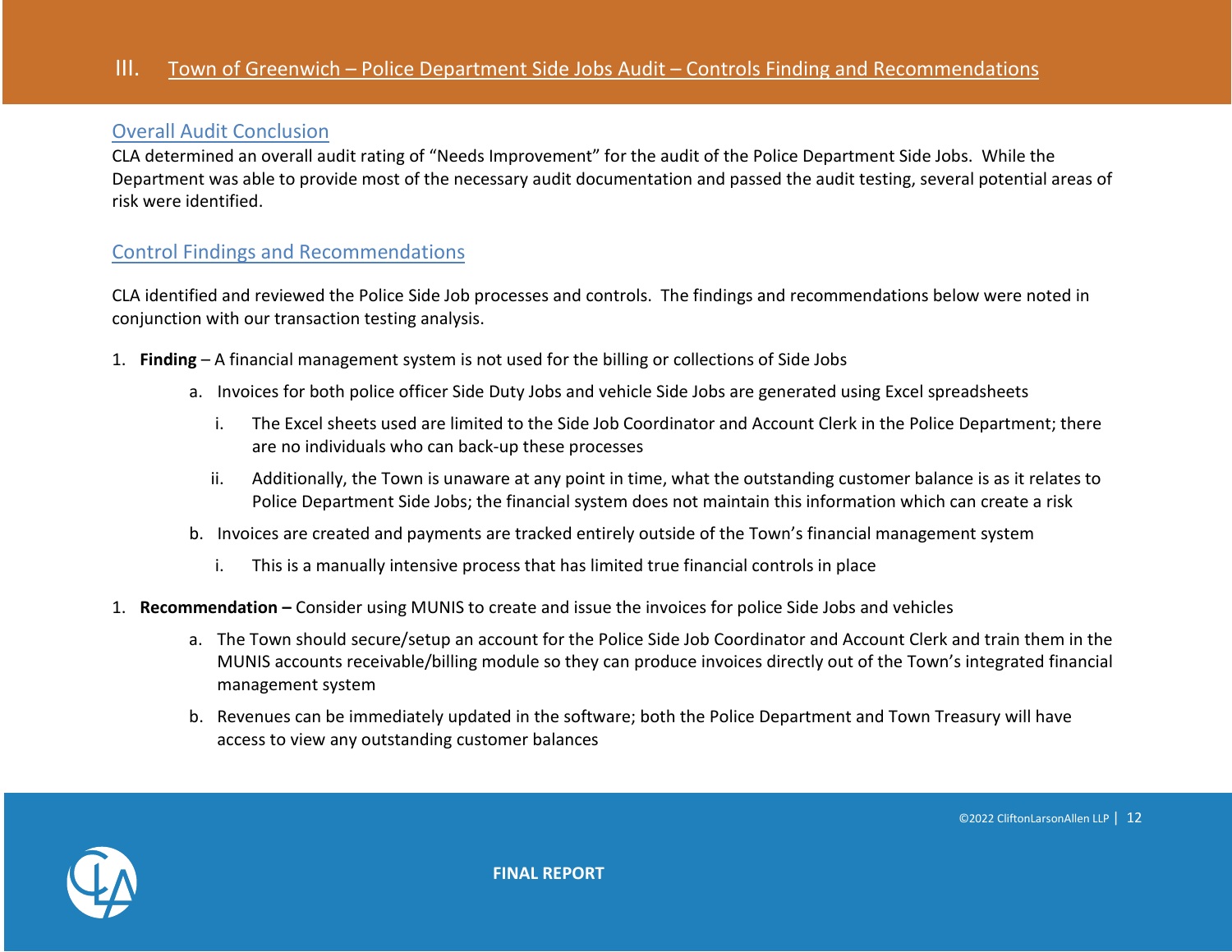# III. Town of Greenwich – Police Department Side Jobs Audit – Controls Finding and Recommendations

## Overall Audit Conclusion

CLA determined an overall audit rating of "Needs Improvement" for the audit of the Police Department Side Jobs. While the Department was able to provide most of the necessary audit documentation and passed the audit testing, several potential areas of risk were identified.

## Control Findings and Recommendations

CLA identified and reviewed the Police Side Job processes and controls. The findings and recommendations below were noted in conjunction with our transaction testing analysis.

1. **Finding** – A financial management system is not used for the billing or collections of Side Jobs
   a. Invoices for both police officer Side Duty Jobs and vehicle Side Jobs are generated using Excel spreadsheets
      i. The Excel sheets used are limited to the Side Job Coordinator and Account Clerk in the Police Department; there are no individuals who can back-up these processes
      ii. Additionally, the Town is unaware at any point in time, what the outstanding customer balance is as it relates to Police Department Side Jobs; the financial system does not maintain this information which can create a risk
   b. Invoices are created and payments are tracked entirely outside of the Town's financial management system
      i. This is a manually intensive process that has limited true financial controls in place

1. **Recommendation –** Consider using MUNIS to create and issue the invoices for police Side Jobs and vehicles
   a. The Town should secure/setup an account for the Police Side Job Coordinator and Account Clerk and train them in the MUNIS accounts receivable/billing module so they can produce invoices directly out of the Town's integrated financial management system
   b. Revenues can be immediately updated in the software; both the Police Department and Town Treasury will have access to view any outstanding customer balances

FINAL REPORT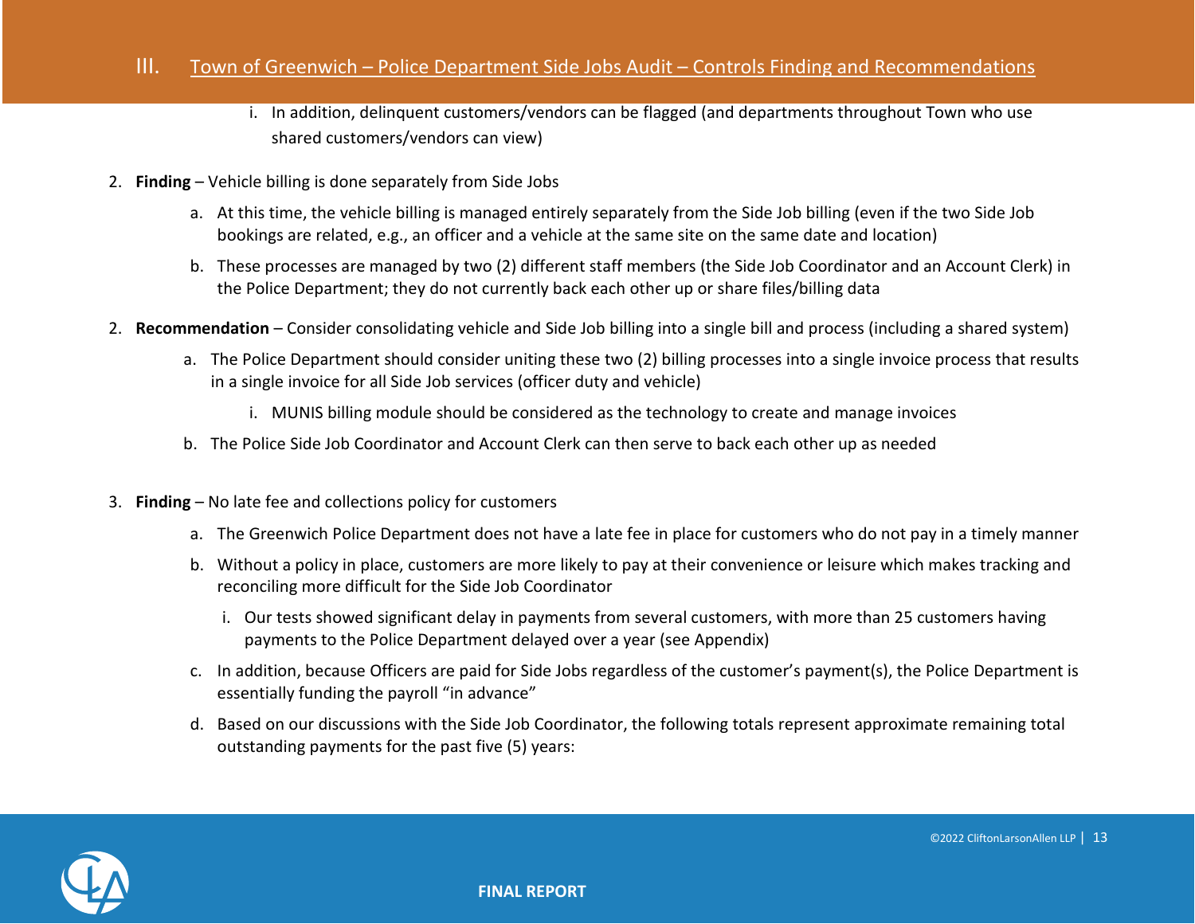i. In addition, delinquent customers/vendors can be flagged (and departments throughout Town who use shared customers/vendors can view)

2. **Finding** – Vehicle billing is done separately from Side Jobs
   a. At this time, the vehicle billing is managed entirely separately from the Side Job billing (even if the two Side Job bookings are related, e.g., an officer and a vehicle at the same site on the same date and location)
   b. These processes are managed by two (2) different staff members (the Side Job Coordinator and an Account Clerk) in the Police Department; they do not currently back each other up or share files/billing data

2. **Recommendation** – Consider consolidating vehicle and Side Job billing into a single bill and process (including a shared system)
   a. The Police Department should consider uniting these two (2) billing processes into a single invoice process that results in a single invoice for all Side Job services (officer duty and vehicle)
      i. MUNIS billing module should be considered as the technology to create and manage invoices
   b. The Police Side Job Coordinator and Account Clerk can then serve to back each other up as needed

3. **Finding** – No late fee and collections policy for customers
   a. The Greenwich Police Department does not have a late fee in place for customers who do not pay in a timely manner
   b. Without a policy in place, customers are more likely to pay at their convenience or leisure which makes tracking and reconciling more difficult for the Side Job Coordinator
      i. Our tests showed significant delay in payments from several customers, with more than 25 customers having payments to the Police Department delayed over a year (see Appendix)
   c. In addition, because Officers are paid for Side Jobs regardless of the customer's payment(s), the Police Department is essentially funding the payroll "in advance"
   d. Based on our discussions with the Side Job Coordinator, the following totals represent approximate remaining total outstanding payments for the past five (5) years: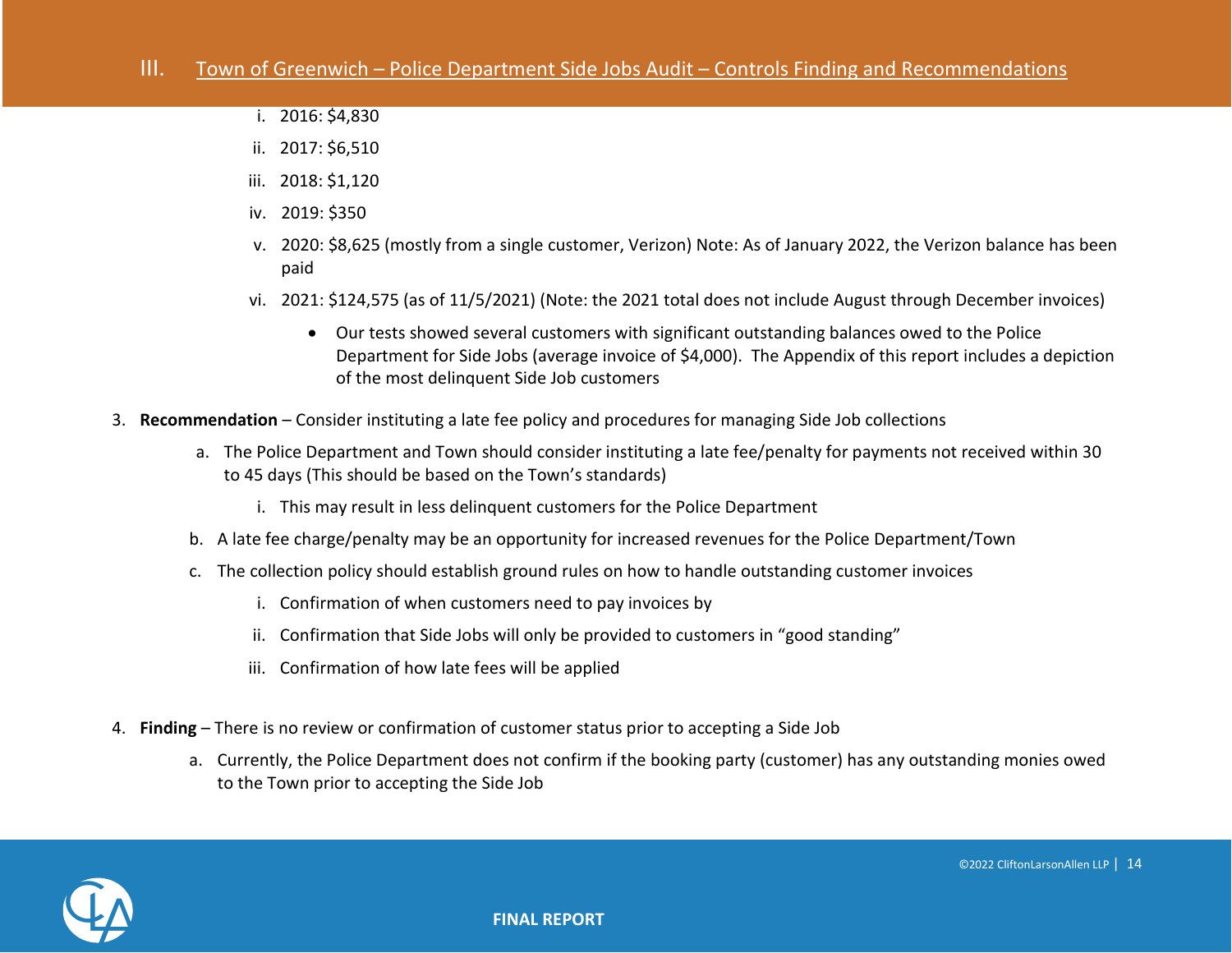i. 2016: $4,830

ii. 2017: $6,510

iii. 2018: $1,120

iv. 2019: $350

v. 2020: $8,625 (mostly from a single customer, Verizon) Note: As of January 2022, the Verizon balance has been paid

vi. 2021: $124,575 (as of 11/5/2021) (Note: the 2021 total does not include August through December invoices)

- Our tests showed several customers with significant outstanding balances owed to the Police Department for Side Jobs (average invoice of $4,000). The Appendix of this report includes a depiction of the most delinquent Side Job customers

3. **Recommendation** – Consider instituting a late fee policy and procedures for managing Side Job collections
   a. The Police Department and Town should consider instituting a late fee/penalty for payments not received within 30 to 45 days (This should be based on the Town's standards)
      i. This may result in less delinquent customers for the Police Department
   b. A late fee charge/penalty may be an opportunity for increased revenues for the Police Department/Town
   c. The collection policy should establish ground rules on how to handle outstanding customer invoices
      i. Confirmation of when customers need to pay invoices by
      ii. Confirmation that Side Jobs will only be provided to customers in "good standing"
      iii. Confirmation of how late fees will be applied

4. **Finding** – There is no review or confirmation of customer status prior to accepting a Side Job
   a. Currently, the Police Department does not confirm if the booking party (customer) has any outstanding monies owed to the Town prior to accepting the Side Job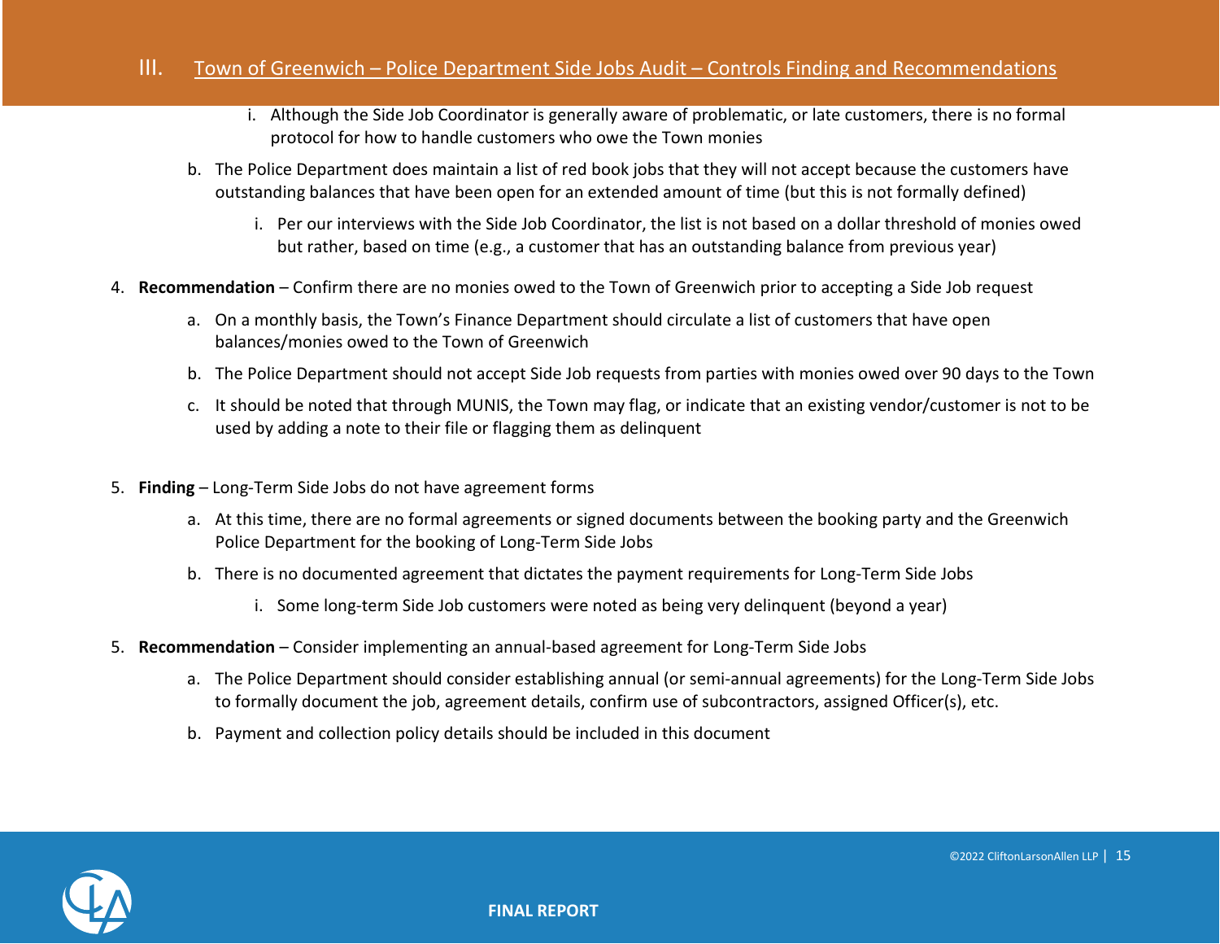## III. Town of Greenwich – Police Department Side Jobs Audit – Controls Finding and Recommendations

   i. Although the Side Job Coordinator is generally aware of problematic, or late customers, there is no formal protocol for how to handle customers who owe the Town monies

b. The Police Department does maintain a list of red book jobs that they will not accept because the customers have outstanding balances that have been open for an extended amount of time (but this is not formally defined)

   i. Per our interviews with the Side Job Coordinator, the list is not based on a dollar threshold of monies owed but rather, based on time (e.g., a customer that has an outstanding balance from previous year)

4. **Recommendation** – Confirm there are no monies owed to the Town of Greenwich prior to accepting a Side Job request

   a. On a monthly basis, the Town's Finance Department should circulate a list of customers that have open balances/monies owed to the Town of Greenwich

   b. The Police Department should not accept Side Job requests from parties with monies owed over 90 days to the Town

   c. It should be noted that through MUNIS, the Town may flag, or indicate that an existing vendor/customer is not to be used by adding a note to their file or flagging them as delinquent

5. **Finding** – Long-Term Side Jobs do not have agreement forms

   a. At this time, there are no formal agreements or signed documents between the booking party and the Greenwich Police Department for the booking of Long-Term Side Jobs

   b. There is no documented agreement that dictates the payment requirements for Long-Term Side Jobs

      i. Some long-term Side Job customers were noted as being very delinquent (beyond a year)

5. **Recommendation** – Consider implementing an annual-based agreement for Long-Term Side Jobs

   a. The Police Department should consider establishing annual (or semi-annual agreements) for the Long-Term Side Jobs to formally document the job, agreement details, confirm use of subcontractors, assigned Officer(s), etc.

   b. Payment and collection policy details should be included in this document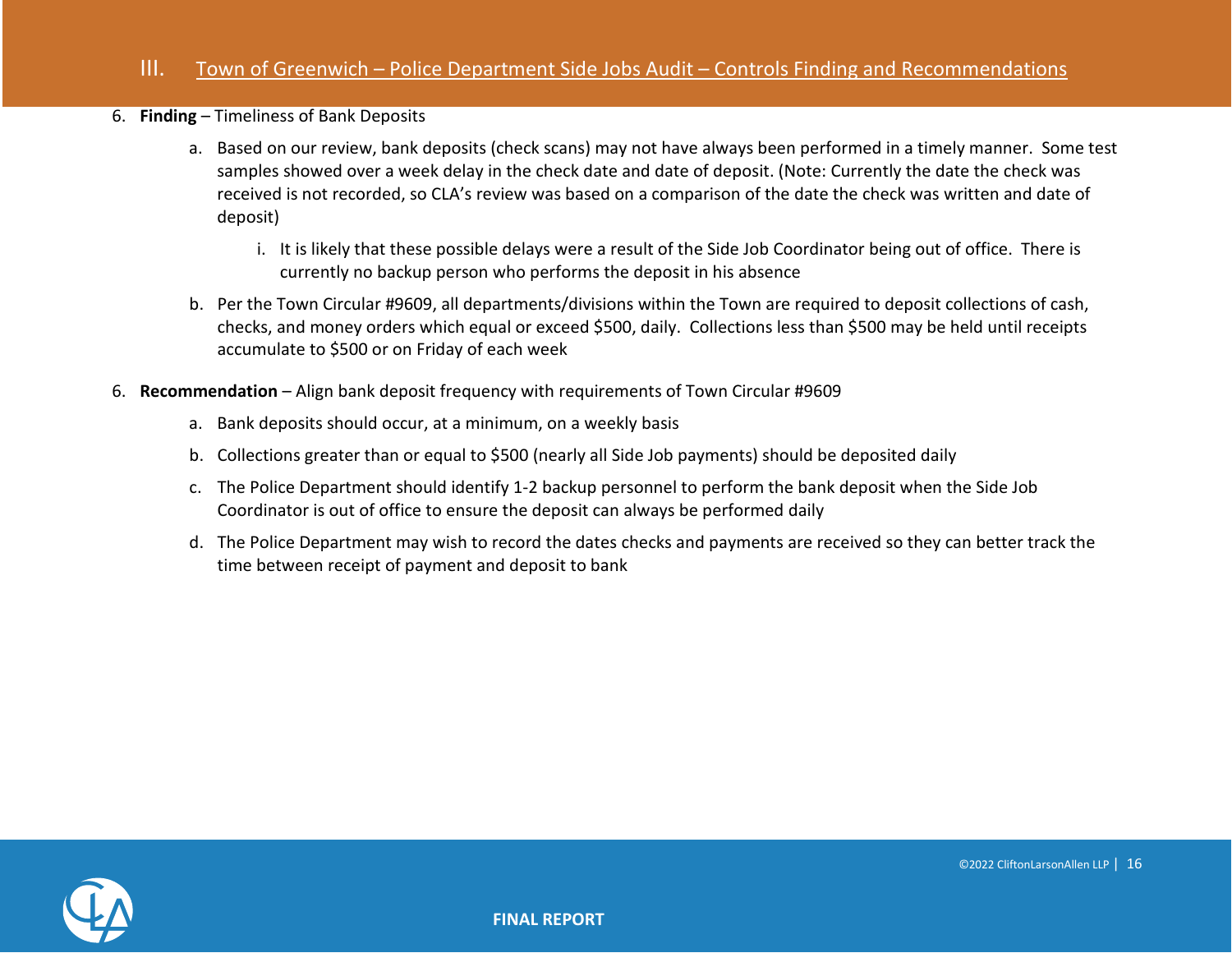## III. Town of Greenwich – Police Department Side Jobs Audit – Controls Finding and Recommendations

6. **Finding** – Timeliness of Bank Deposits

    a. Based on our review, bank deposits (check scans) may not have always been performed in a timely manner. Some test samples showed over a week delay in the check date and date of deposit. (Note: Currently the date the check was received is not recorded, so CLA's review was based on a comparison of the date the check was written and date of deposit)

        i. It is likely that these possible delays were a result of the Side Job Coordinator being out of office. There is currently no backup person who performs the deposit in his absence

    b. Per the Town Circular #9609, all departments/divisions within the Town are required to deposit collections of cash, checks, and money orders which equal or exceed $500, daily. Collections less than $500 may be held until receipts accumulate to $500 or on Friday of each week

6. **Recommendation** – Align bank deposit frequency with requirements of Town Circular #9609

    a. Bank deposits should occur, at a minimum, on a weekly basis

    b. Collections greater than or equal to $500 (nearly all Side Job payments) should be deposited daily

    c. The Police Department should identify 1-2 backup personnel to perform the bank deposit when the Side Job Coordinator is out of office to ensure the deposit can always be performed daily

    d. The Police Department may wish to record the dates checks and payments are received so they can better track the time between receipt of payment and deposit to bank

FINAL REPORT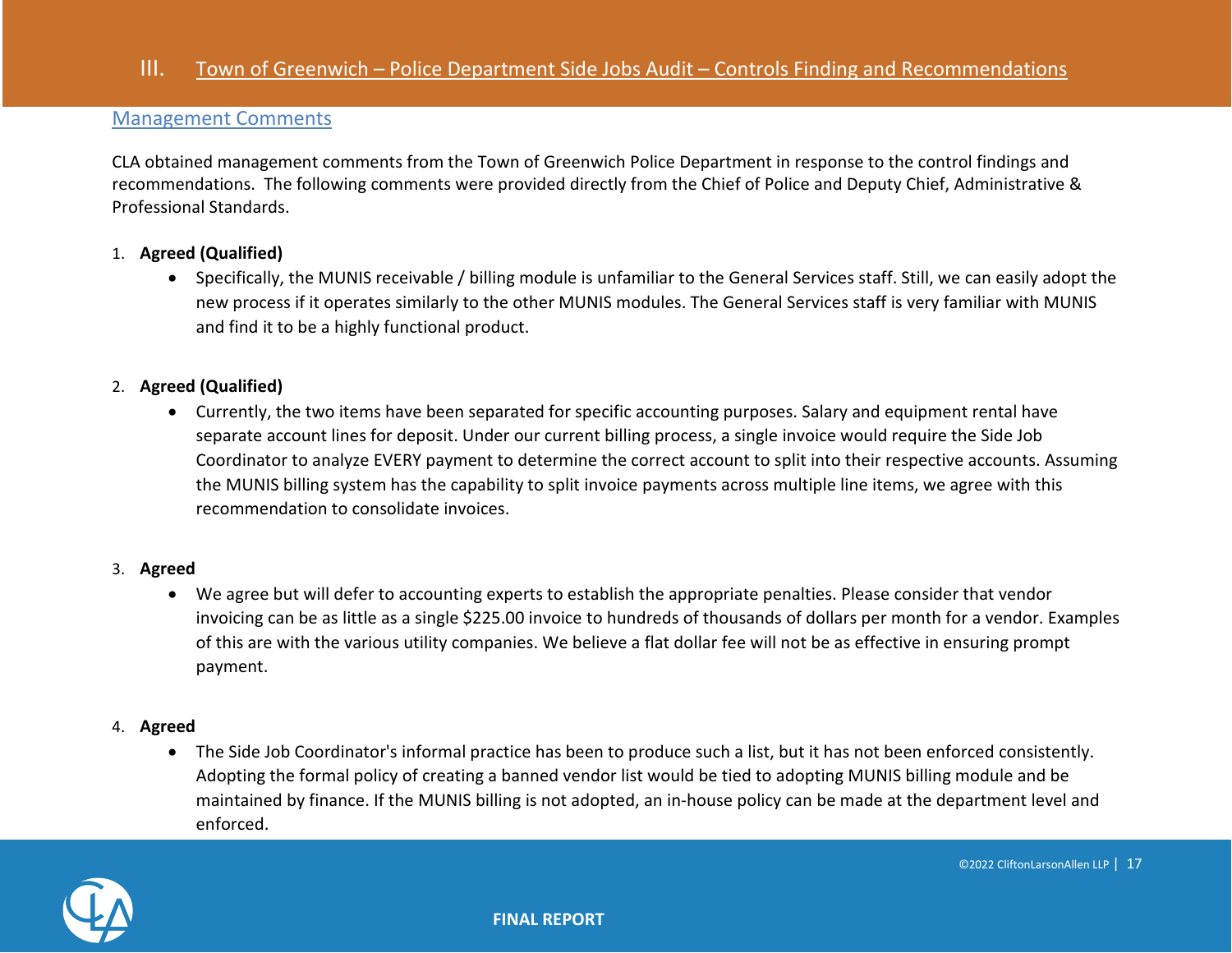# III. Town of Greenwich – Police Department Side Jobs Audit – Controls Finding and Recommendations

## Management Comments

CLA obtained management comments from the Town of Greenwich Police Department in response to the control findings and recommendations. The following comments were provided directly from the Chief of Police and Deputy Chief, Administrative & Professional Standards.

1. **Agreed (Qualified)**
   - Specifically, the MUNIS receivable / billing module is unfamiliar to the General Services staff. Still, we can easily adopt the new process if it operates similarly to the other MUNIS modules. The General Services staff is very familiar with MUNIS and find it to be a highly functional product.

2. **Agreed (Qualified)**
   - Currently, the two items have been separated for specific accounting purposes. Salary and equipment rental have separate account lines for deposit. Under our current billing process, a single invoice would require the Side Job Coordinator to analyze EVERY payment to determine the correct account to split into their respective accounts. Assuming the MUNIS billing system has the capability to split invoice payments across multiple line items, we agree with this recommendation to consolidate invoices.

3. **Agreed**
   - We agree but will defer to accounting experts to establish the appropriate penalties. Please consider that vendor invoicing can be as little as a single $225.00 invoice to hundreds of thousands of dollars per month for a vendor. Examples of this are with the various utility companies. We believe a flat dollar fee will not be as effective in ensuring prompt payment.

4. **Agreed**
   - The Side Job Coordinator's informal practice has been to produce such a list, but it has not been enforced consistently. Adopting the formal policy of creating a banned vendor list would be tied to adopting MUNIS billing module and be maintained by finance. If the MUNIS billing is not adopted, an in-house policy can be made at the department level and enforced.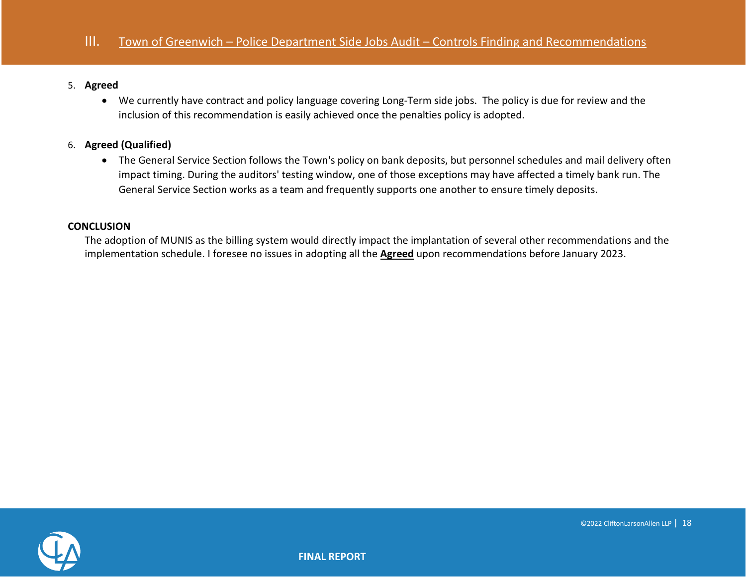5. **Agreed**
   - We currently have contract and policy language covering Long-Term side jobs. The policy is due for review and the inclusion of this recommendation is easily achieved once the penalties policy is adopted.

6. **Agreed (Qualified)**
   - The General Service Section follows the Town's policy on bank deposits, but personnel schedules and mail delivery often impact timing. During the auditors' testing window, one of those exceptions may have affected a timely bank run. The General Service Section works as a team and frequently supports one another to ensure timely deposits.

**CONCLUSION**

The adoption of MUNIS as the billing system would directly impact the implantation of several other recommendations and the implementation schedule. I foresee no issues in adopting all the **Agreed** upon recommendations before January 2023.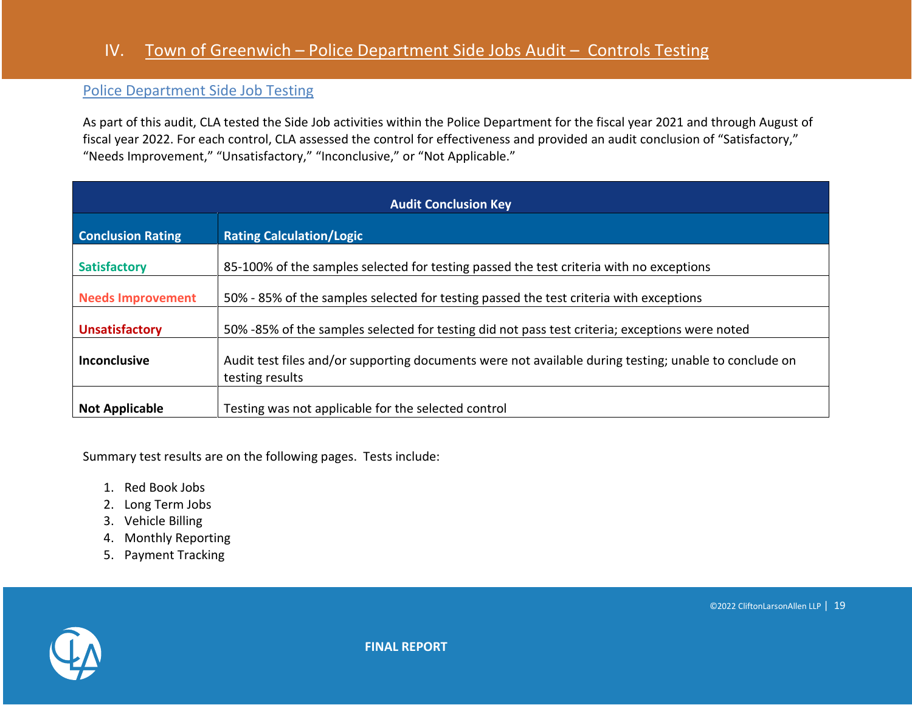## IV. Town of Greenwich – Police Department Side Jobs Audit – Controls Testing

### Police Department Side Job Testing

As part of this audit, CLA tested the Side Job activities within the Police Department for the fiscal year 2021 and through August of fiscal year 2022. For each control, CLA assessed the control for effectiveness and provided an audit conclusion of "Satisfactory," "Needs Improvement," "Unsatisfactory," "Inconclusive," or "Not Applicable."

| Audit Conclusion Key | |
|---|---|
| **Conclusion Rating** | **Rating Calculation/Logic** |
| **Satisfactory** | 85-100% of the samples selected for testing passed the test criteria with no exceptions |
| **Needs Improvement** | 50% - 85% of the samples selected for testing passed the test criteria with exceptions |
| **Unsatisfactory** | 50% -85% of the samples selected for testing did not pass test criteria; exceptions were noted |
| **Inconclusive** | Audit test files and/or supporting documents were not available during testing; unable to conclude on testing results |
| **Not Applicable** | Testing was not applicable for the selected control |

Summary test results are on the following pages. Tests include:

1. Red Book Jobs
2. Long Term Jobs
3. Vehicle Billing
4. Monthly Reporting
5. Payment Tracking

FINAL REPORT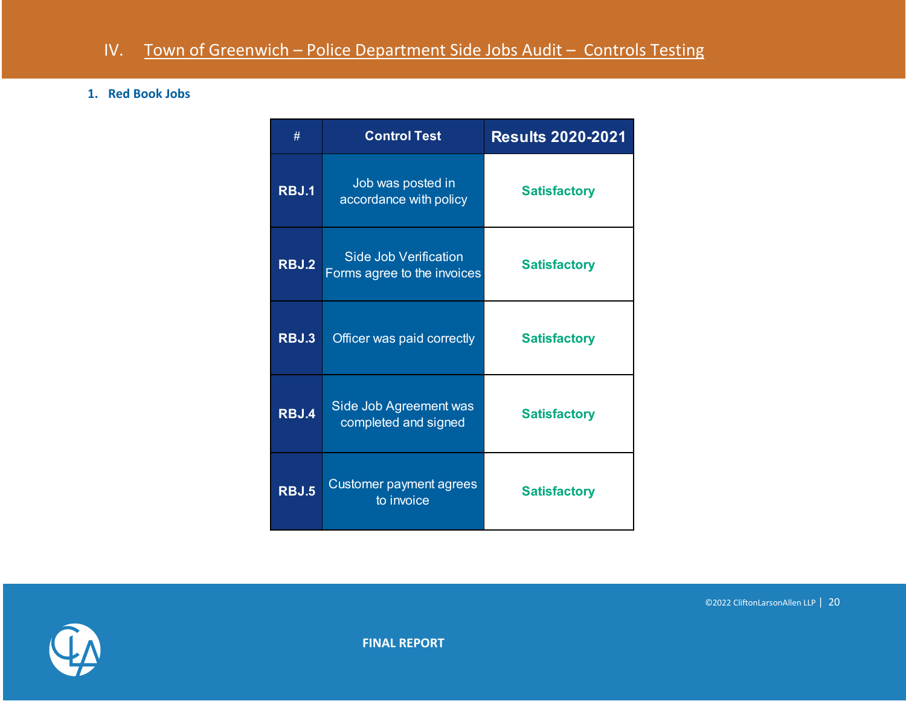# IV. Town of Greenwich – Police Department Side Jobs Audit – Controls Testing

### 1. Red Book Jobs

| # | Control Test | Results 2020-2021 |
|---|---|---|
| RBJ.1 | Job was posted in accordance with policy | Satisfactory |
| RBJ.2 | Side Job Verification Forms agree to the invoices | Satisfactory |
| RBJ.3 | Officer was paid correctly | Satisfactory |
| RBJ.4 | Side Job Agreement was completed and signed | Satisfactory |
| RBJ.5 | Customer payment agrees to invoice | Satisfactory |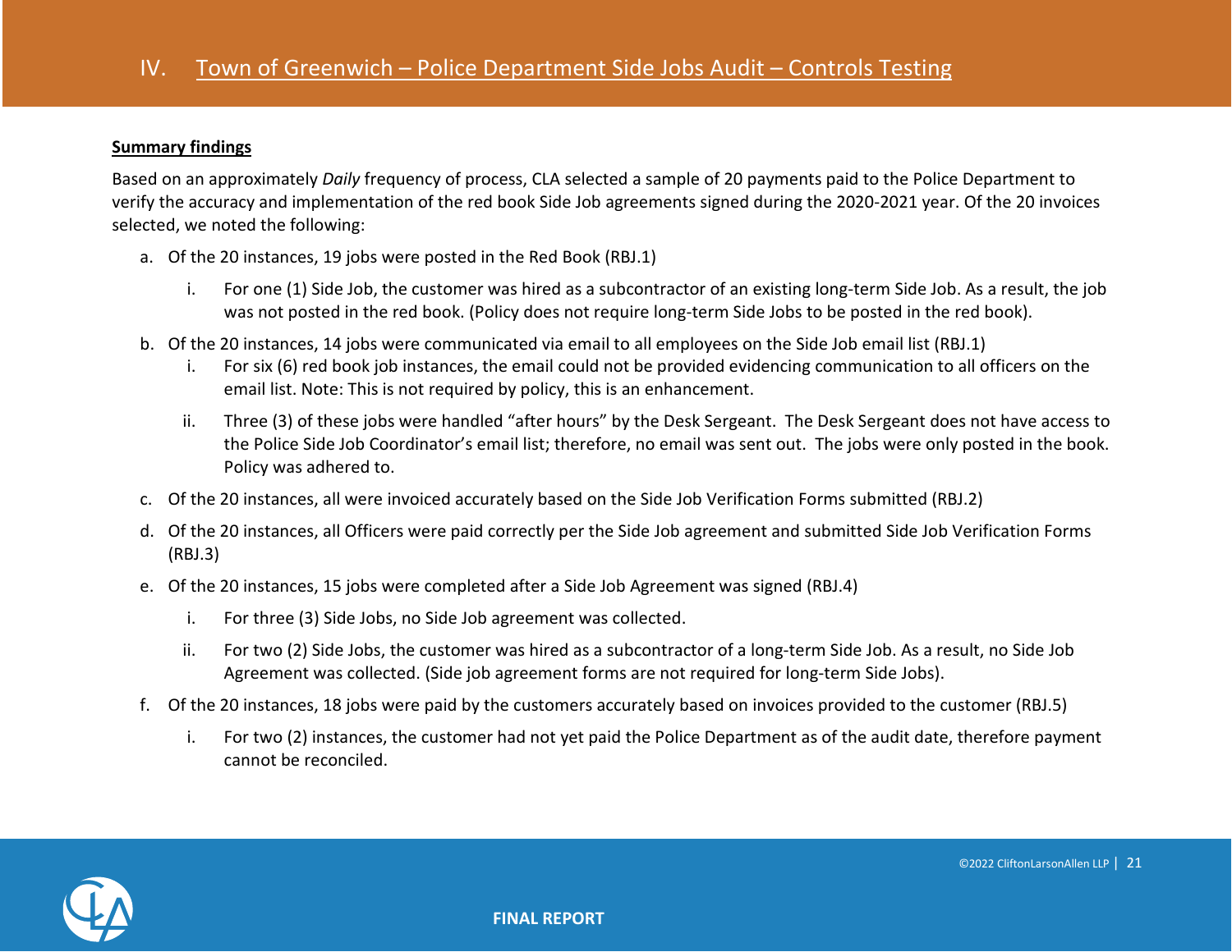## IV. Town of Greenwich – Police Department Side Jobs Audit – Controls Testing

**Summary findings**

Based on an approximately *Daily* frequency of process, CLA selected a sample of 20 payments paid to the Police Department to verify the accuracy and implementation of the red book Side Job agreements signed during the 2020-2021 year. Of the 20 invoices selected, we noted the following:

a. Of the 20 instances, 19 jobs were posted in the Red Book (RBJ.1)

   i. For one (1) Side Job, the customer was hired as a subcontractor of an existing long-term Side Job. As a result, the job was not posted in the red book. (Policy does not require long-term Side Jobs to be posted in the red book).

b. Of the 20 instances, 14 jobs were communicated via email to all employees on the Side Job email list (RBJ.1)

   i. For six (6) red book job instances, the email could not be provided evidencing communication to all officers on the email list. Note: This is not required by policy, this is an enhancement.

   ii. Three (3) of these jobs were handled "after hours" by the Desk Sergeant. The Desk Sergeant does not have access to the Police Side Job Coordinator's email list; therefore, no email was sent out. The jobs were only posted in the book. Policy was adhered to.

c. Of the 20 instances, all were invoiced accurately based on the Side Job Verification Forms submitted (RBJ.2)

d. Of the 20 instances, all Officers were paid correctly per the Side Job agreement and submitted Side Job Verification Forms (RBJ.3)

e. Of the 20 instances, 15 jobs were completed after a Side Job Agreement was signed (RBJ.4)

   i. For three (3) Side Jobs, no Side Job agreement was collected.

   ii. For two (2) Side Jobs, the customer was hired as a subcontractor of a long-term Side Job. As a result, no Side Job Agreement was collected. (Side job agreement forms are not required for long-term Side Jobs).

f. Of the 20 instances, 18 jobs were paid by the customers accurately based on invoices provided to the customer (RBJ.5)

   i. For two (2) instances, the customer had not yet paid the Police Department as of the audit date, therefore payment cannot be reconciled.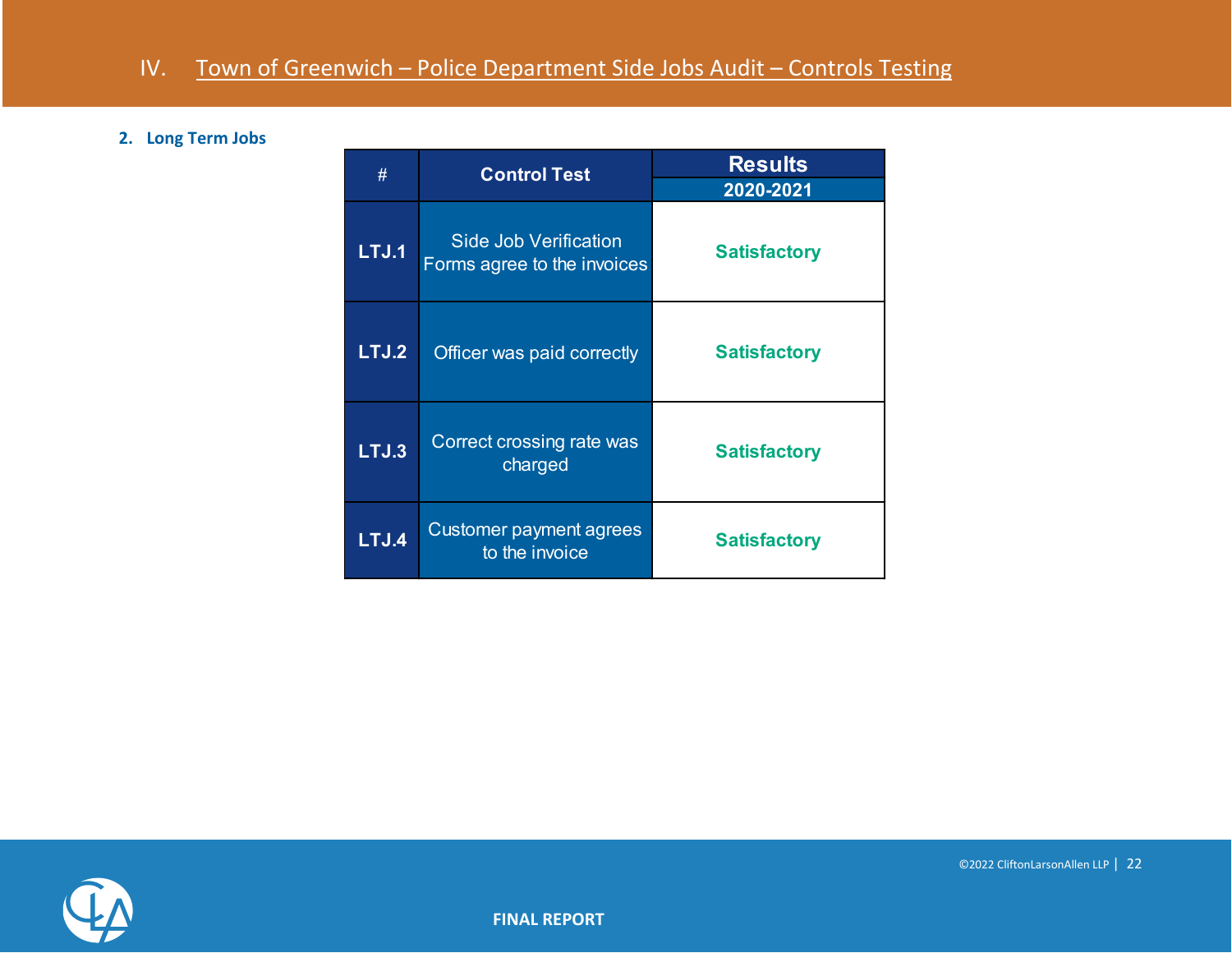# IV. Town of Greenwich – Police Department Side Jobs Audit – Controls Testing

### 2. Long Term Jobs

| # | Control Test | Results |
|---|---|---|
| | | 2020-2021 |
| LTJ.1 | Side Job Verification Forms agree to the invoices | Satisfactory |
| LTJ.2 | Officer was paid correctly | Satisfactory |
| LTJ.3 | Correct crossing rate was charged | Satisfactory |
| LTJ.4 | Customer payment agrees to the invoice | Satisfactory |

FINAL REPORT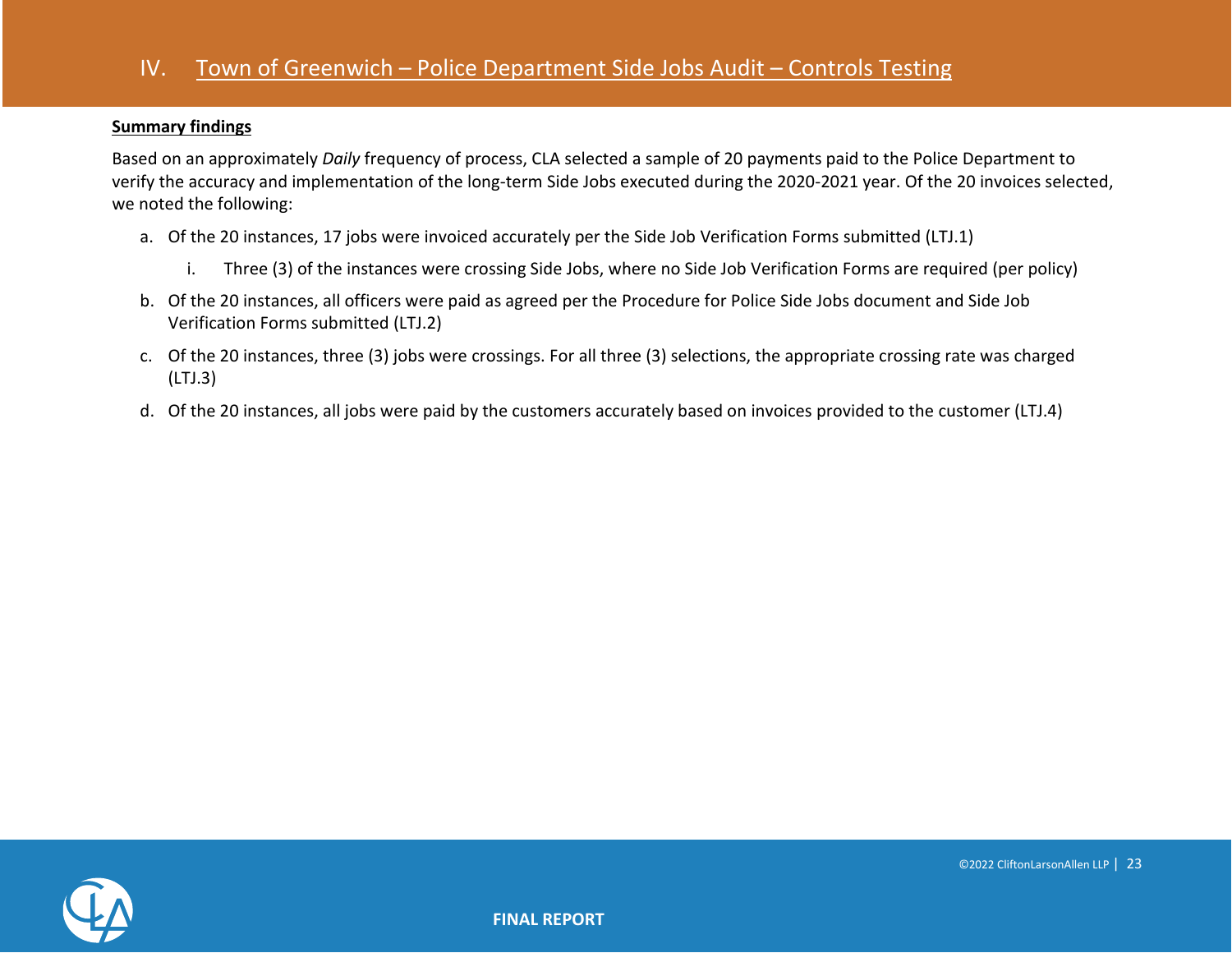## IV. Town of Greenwich – Police Department Side Jobs Audit – Controls Testing

**Summary findings**

Based on an approximately *Daily* frequency of process, CLA selected a sample of 20 payments paid to the Police Department to verify the accuracy and implementation of the long-term Side Jobs executed during the 2020-2021 year. Of the 20 invoices selected, we noted the following:

a. Of the 20 instances, 17 jobs were invoiced accurately per the Side Job Verification Forms submitted (LTJ.1)

   i. Three (3) of the instances were crossing Side Jobs, where no Side Job Verification Forms are required (per policy)

b. Of the 20 instances, all officers were paid as agreed per the Procedure for Police Side Jobs document and Side Job Verification Forms submitted (LTJ.2)

c. Of the 20 instances, three (3) jobs were crossings. For all three (3) selections, the appropriate crossing rate was charged (LTJ.3)

d. Of the 20 instances, all jobs were paid by the customers accurately based on invoices provided to the customer (LTJ.4)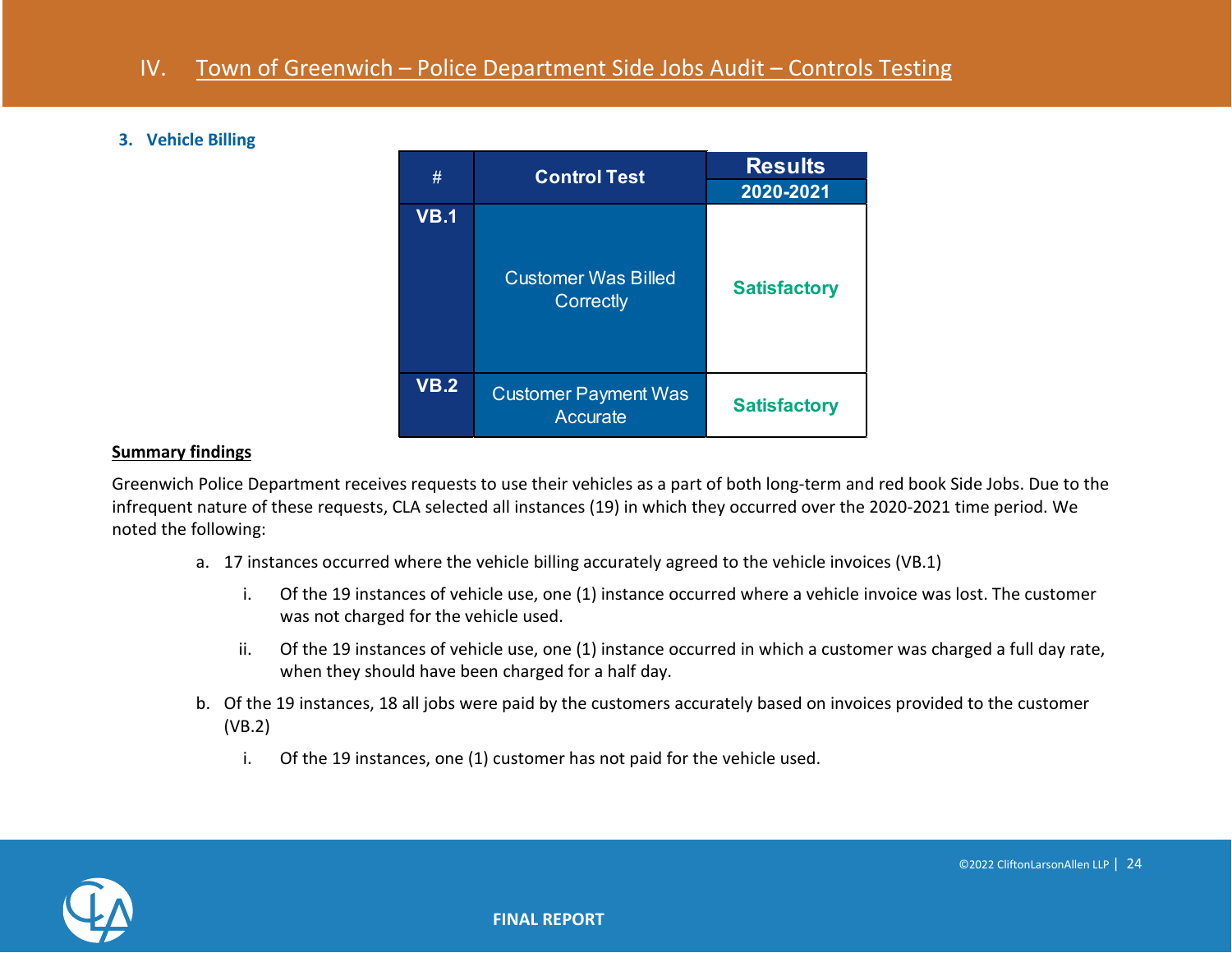## IV. Town of Greenwich – Police Department Side Jobs Audit – Controls Testing

### 3. Vehicle Billing

| # | Control Test | Results |
|---|---|---|
| | | 2020-2021 |
| VB.1 | Customer Was Billed Correctly | Satisfactory |
| VB.2 | Customer Payment Was Accurate | Satisfactory |

**Summary findings**

Greenwich Police Department receives requests to use their vehicles as a part of both long-term and red book Side Jobs. Due to the infrequent nature of these requests, CLA selected all instances (19) in which they occurred over the 2020-2021 time period. We noted the following:

a. 17 instances occurred where the vehicle billing accurately agreed to the vehicle invoices (VB.1)

   i. Of the 19 instances of vehicle use, one (1) instance occurred where a vehicle invoice was lost. The customer was not charged for the vehicle used.

   ii. Of the 19 instances of vehicle use, one (1) instance occurred in which a customer was charged a full day rate, when they should have been charged for a half day.

b. Of the 19 instances, 18 all jobs were paid by the customers accurately based on invoices provided to the customer (VB.2)

   i. Of the 19 instances, one (1) customer has not paid for the vehicle used.

FINAL REPORT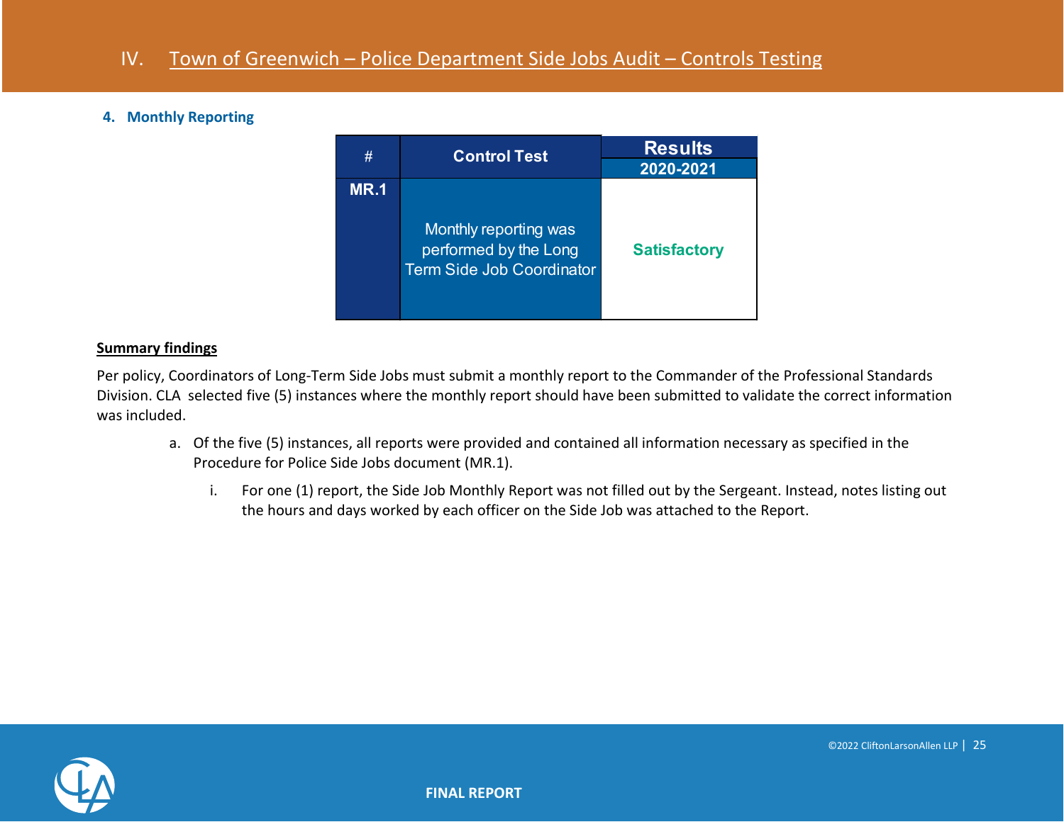# IV. Town of Greenwich – Police Department Side Jobs Audit – Controls Testing

### 4. Monthly Reporting

| # | Control Test | Results |
|---|---|---|
| | | 2020-2021 |
| MR.1 | Monthly reporting was performed by the Long Term Side Job Coordinator | Satisfactory |

**Summary findings**

Per policy, Coordinators of Long-Term Side Jobs must submit a monthly report to the Commander of the Professional Standards Division. CLA selected five (5) instances where the monthly report should have been submitted to validate the correct information was included.

a. Of the five (5) instances, all reports were provided and contained all information necessary as specified in the Procedure for Police Side Jobs document (MR.1).

   i. For one (1) report, the Side Job Monthly Report was not filled out by the Sergeant. Instead, notes listing out the hours and days worked by each officer on the Side Job was attached to the Report.

FINAL REPORT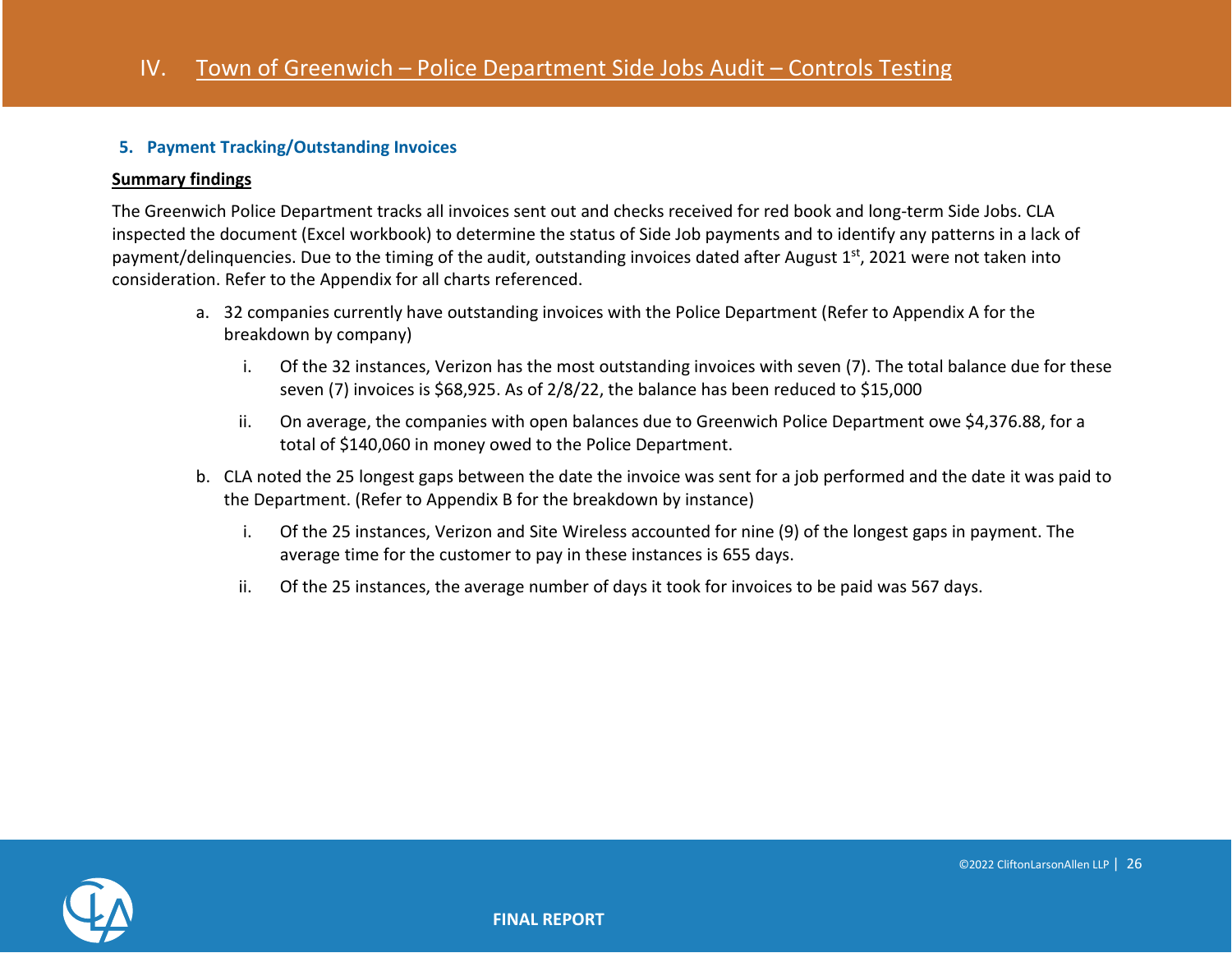# IV. Town of Greenwich – Police Department Side Jobs Audit – Controls Testing

### 5. Payment Tracking/Outstanding Invoices

**Summary findings**

The Greenwich Police Department tracks all invoices sent out and checks received for red book and long-term Side Jobs. CLA inspected the document (Excel workbook) to determine the status of Side Job payments and to identify any patterns in a lack of payment/delinquencies. Due to the timing of the audit, outstanding invoices dated after August 1st, 2021 were not taken into consideration. Refer to the Appendix for all charts referenced.

a. 32 companies currently have outstanding invoices with the Police Department (Refer to Appendix A for the breakdown by company)

   i. Of the 32 instances, Verizon has the most outstanding invoices with seven (7). The total balance due for these seven (7) invoices is $68,925. As of 2/8/22, the balance has been reduced to $15,000

   ii. On average, the companies with open balances due to Greenwich Police Department owe $4,376.88, for a total of $140,060 in money owed to the Police Department.

b. CLA noted the 25 longest gaps between the date the invoice was sent for a job performed and the date it was paid to the Department. (Refer to Appendix B for the breakdown by instance)

   i. Of the 25 instances, Verizon and Site Wireless accounted for nine (9) of the longest gaps in payment. The average time for the customer to pay in these instances is 655 days.

   ii. Of the 25 instances, the average number of days it took for invoices to be paid was 567 days.

**FINAL REPORT**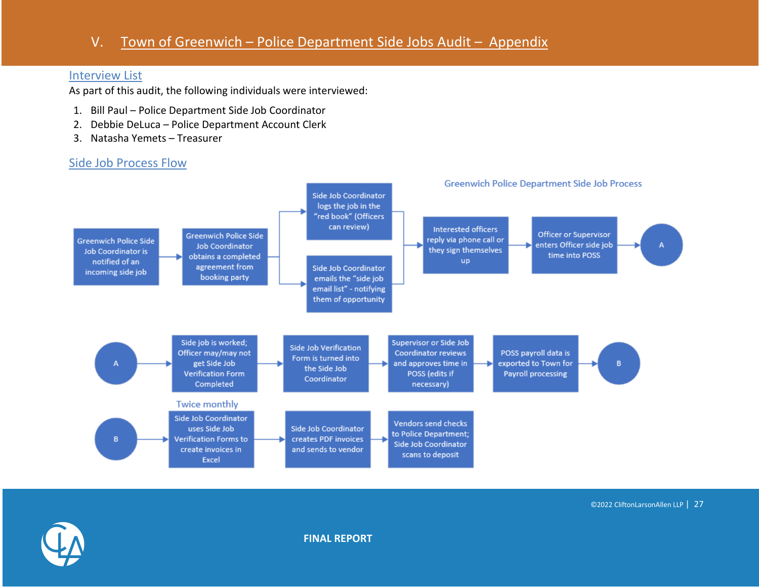# V. Town of Greenwich – Police Department Side Jobs Audit – Appendix

## Interview List

As part of this audit, the following individuals were interviewed:

1. Bill Paul – Police Department Side Job Coordinator
2. Debbie DeLuca – Police Department Account Clerk
3. Natasha Yemets – Treasurer

## Side Job Process Flow

Greenwich Police Department Side Job Process

Greenwich Police Side Job Coordinator is notified of an incoming side job → Greenwich Police Side Job Coordinator obtains a completed agreement from booking party → Side Job Coordinator logs the job in the "red book" (Officers can review) / Side Job Coordinator emails the "side job email list" - notifying them of opportunity → Interested officers reply via phone call or they sign themselves up → Officer or Supervisor enters Officer side job time into POSS → A

A → Side job is worked; Officer may/may not get Side Job Verification Form Completed → Side Job Verification Form is turned into the Side Job Coordinator → Supervisor or Side Job Coordinator reviews and approves time in POSS (edits if necessary) → POSS payroll data is exported to Town for Payroll processing → B

B → (Twice monthly) Side Job Coordinator uses Side Job Verification Forms to create invoices in Excel → Side Job Coordinator creates PDF invoices and sends to vendor → Vendors send checks to Police Department; Side Job Coordinator scans to deposit

FINAL REPORT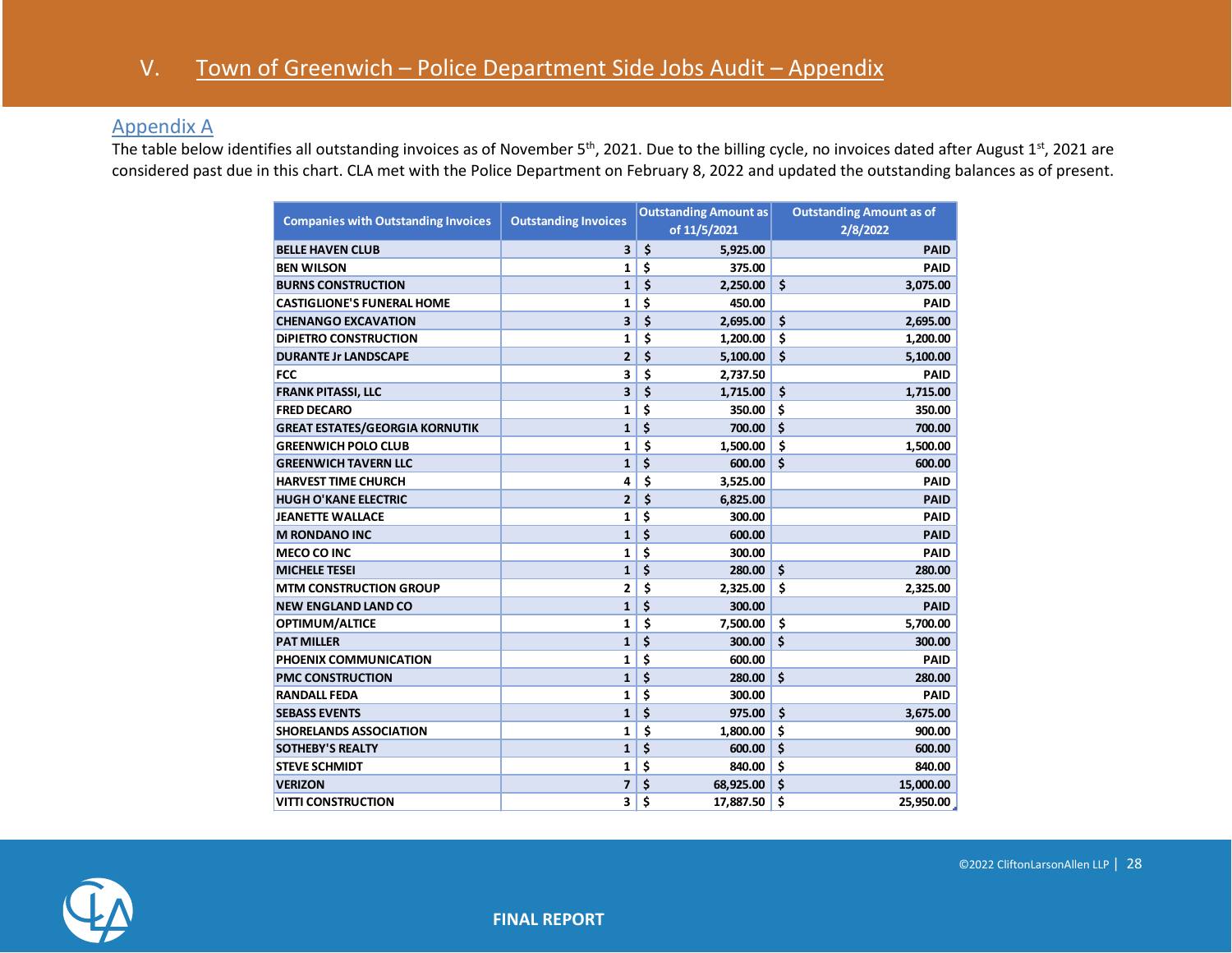# V. Town of Greenwich – Police Department Side Jobs Audit – Appendix

## Appendix A

The table below identifies all outstanding invoices as of November 5th, 2021. Due to the billing cycle, no invoices dated after August 1st, 2021 are considered past due in this chart. CLA met with the Police Department on February 8, 2022 and updated the outstanding balances as of present.

| Companies with Outstanding Invoices | Outstanding Invoices | Outstanding Amount as of 11/5/2021 | Outstanding Amount as of 2/8/2022 |
|---|---|---|---|
| BELLE HAVEN CLUB | 3 | $ 5,925.00 | PAID |
| BEN WILSON | 1 | $ 375.00 | PAID |
| BURNS CONSTRUCTION | 1 | $ 2,250.00 | $ 3,075.00 |
| CASTIGLIONE'S FUNERAL HOME | 1 | $ 450.00 | PAID |
| CHENANGO EXCAVATION | 3 | $ 2,695.00 | $ 2,695.00 |
| DiPIETRO CONSTRUCTION | 1 | $ 1,200.00 | $ 1,200.00 |
| DURANTE Jr LANDSCAPE | 2 | $ 5,100.00 | $ 5,100.00 |
| FCC | 3 | $ 2,737.50 | PAID |
| FRANK PITASSI, LLC | 3 | $ 1,715.00 | $ 1,715.00 |
| FRED DECARO | 1 | $ 350.00 | $ 350.00 |
| GREAT ESTATES/GEORGIA KORNUTIK | 1 | $ 700.00 | $ 700.00 |
| GREENWICH POLO CLUB | 1 | $ 1,500.00 | $ 1,500.00 |
| GREENWICH TAVERN LLC | 1 | $ 600.00 | $ 600.00 |
| HARVEST TIME CHURCH | 4 | $ 3,525.00 | PAID |
| HUGH O'KANE ELECTRIC | 2 | $ 6,825.00 | PAID |
| JEANETTE WALLACE | 1 | $ 300.00 | PAID |
| M RONDANO INC | 1 | $ 600.00 | PAID |
| MECO CO INC | 1 | $ 300.00 | PAID |
| MICHELE TESEI | 1 | $ 280.00 | $ 280.00 |
| MTM CONSTRUCTION GROUP | 2 | $ 2,325.00 | $ 2,325.00 |
| NEW ENGLAND LAND CO | 1 | $ 300.00 | PAID |
| OPTIMUM/ALTICE | 1 | $ 7,500.00 | $ 5,700.00 |
| PAT MILLER | 1 | $ 300.00 | $ 300.00 |
| PHOENIX COMMUNICATION | 1 | $ 600.00 | PAID |
| PMC CONSTRUCTION | 1 | $ 280.00 | $ 280.00 |
| RANDALL FEDA | 1 | $ 300.00 | PAID |
| SEBASS EVENTS | 1 | $ 975.00 | $ 3,675.00 |
| SHORELANDS ASSOCIATION | 1 | $ 1,800.00 | $ 900.00 |
| SOTHEBY'S REALTY | 1 | $ 600.00 | $ 600.00 |
| STEVE SCHMIDT | 1 | $ 840.00 | $ 840.00 |
| VERIZON | 7 | $ 68,925.00 | $ 15,000.00 |
| VITTI CONSTRUCTION | 3 | $ 17,887.50 | $ 25,950.00 |

FINAL REPORT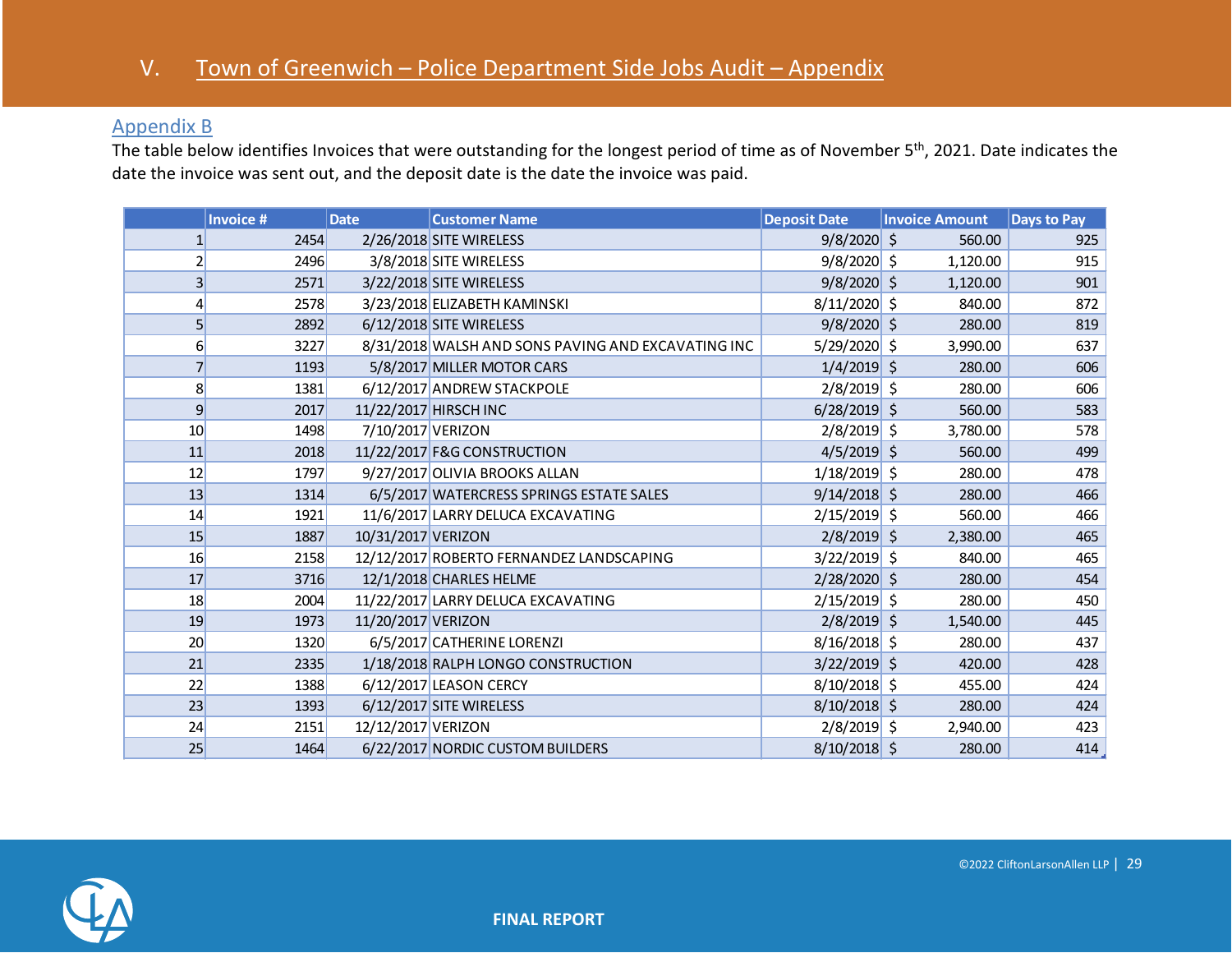# V. Town of Greenwich – Police Department Side Jobs Audit – Appendix

## Appendix B

The table below identifies Invoices that were outstanding for the longest period of time as of November 5th, 2021. Date indicates the date the invoice was sent out, and the deposit date is the date the invoice was paid.

| | Invoice # | Date | Customer Name | Deposit Date | Invoice Amount | Days to Pay |
|---|---|---|---|---|---|---|
| 1 | 2454 | 2/26/2018 | SITE WIRELESS | 9/8/2020 | $ 560.00 | 925 |
| 2 | 2496 | 3/8/2018 | SITE WIRELESS | 9/8/2020 | $ 1,120.00 | 915 |
| 3 | 2571 | 3/22/2018 | SITE WIRELESS | 9/8/2020 | $ 1,120.00 | 901 |
| 4 | 2578 | 3/23/2018 | ELIZABETH KAMINSKI | 8/11/2020 | $ 840.00 | 872 |
| 5 | 2892 | 6/12/2018 | SITE WIRELESS | 9/8/2020 | $ 280.00 | 819 |
| 6 | 3227 | 8/31/2018 | WALSH AND SONS PAVING AND EXCAVATING INC | 5/29/2020 | $ 3,990.00 | 637 |
| 7 | 1193 | 5/8/2017 | MILLER MOTOR CARS | 1/4/2019 | $ 280.00 | 606 |
| 8 | 1381 | 6/12/2017 | ANDREW STACKPOLE | 2/8/2019 | $ 280.00 | 606 |
| 9 | 2017 | 11/22/2017 | HIRSCH INC | 6/28/2019 | $ 560.00 | 583 |
| 10 | 1498 | 7/10/2017 | VERIZON | 2/8/2019 | $ 3,780.00 | 578 |
| 11 | 2018 | 11/22/2017 | F&G CONSTRUCTION | 4/5/2019 | $ 560.00 | 499 |
| 12 | 1797 | 9/27/2017 | OLIVIA BROOKS ALLAN | 1/18/2019 | $ 280.00 | 478 |
| 13 | 1314 | 6/5/2017 | WATERCRESS SPRINGS ESTATE SALES | 9/14/2018 | $ 280.00 | 466 |
| 14 | 1921 | 11/6/2017 | LARRY DELUCA EXCAVATING | 2/15/2019 | $ 560.00 | 466 |
| 15 | 1887 | 10/31/2017 | VERIZON | 2/8/2019 | $ 2,380.00 | 465 |
| 16 | 2158 | 12/12/2017 | ROBERTO FERNANDEZ LANDSCAPING | 3/22/2019 | $ 840.00 | 465 |
| 17 | 3716 | 12/1/2018 | CHARLES HELME | 2/28/2020 | $ 280.00 | 454 |
| 18 | 2004 | 11/22/2017 | LARRY DELUCA EXCAVATING | 2/15/2019 | $ 280.00 | 450 |
| 19 | 1973 | 11/20/2017 | VERIZON | 2/8/2019 | $ 1,540.00 | 445 |
| 20 | 1320 | 6/5/2017 | CATHERINE LORENZI | 8/16/2018 | $ 280.00 | 437 |
| 21 | 2335 | 1/18/2018 | RALPH LONGO CONSTRUCTION | 3/22/2019 | $ 420.00 | 428 |
| 22 | 1388 | 6/12/2017 | LEASON CERCY | 8/10/2018 | $ 455.00 | 424 |
| 23 | 1393 | 6/12/2017 | SITE WIRELESS | 8/10/2018 | $ 280.00 | 424 |
| 24 | 2151 | 12/12/2017 | VERIZON | 2/8/2019 | $ 2,940.00 | 423 |
| 25 | 1464 | 6/22/2017 | NORDIC CUSTOM BUILDERS | 8/10/2018 | $ 280.00 | 414 |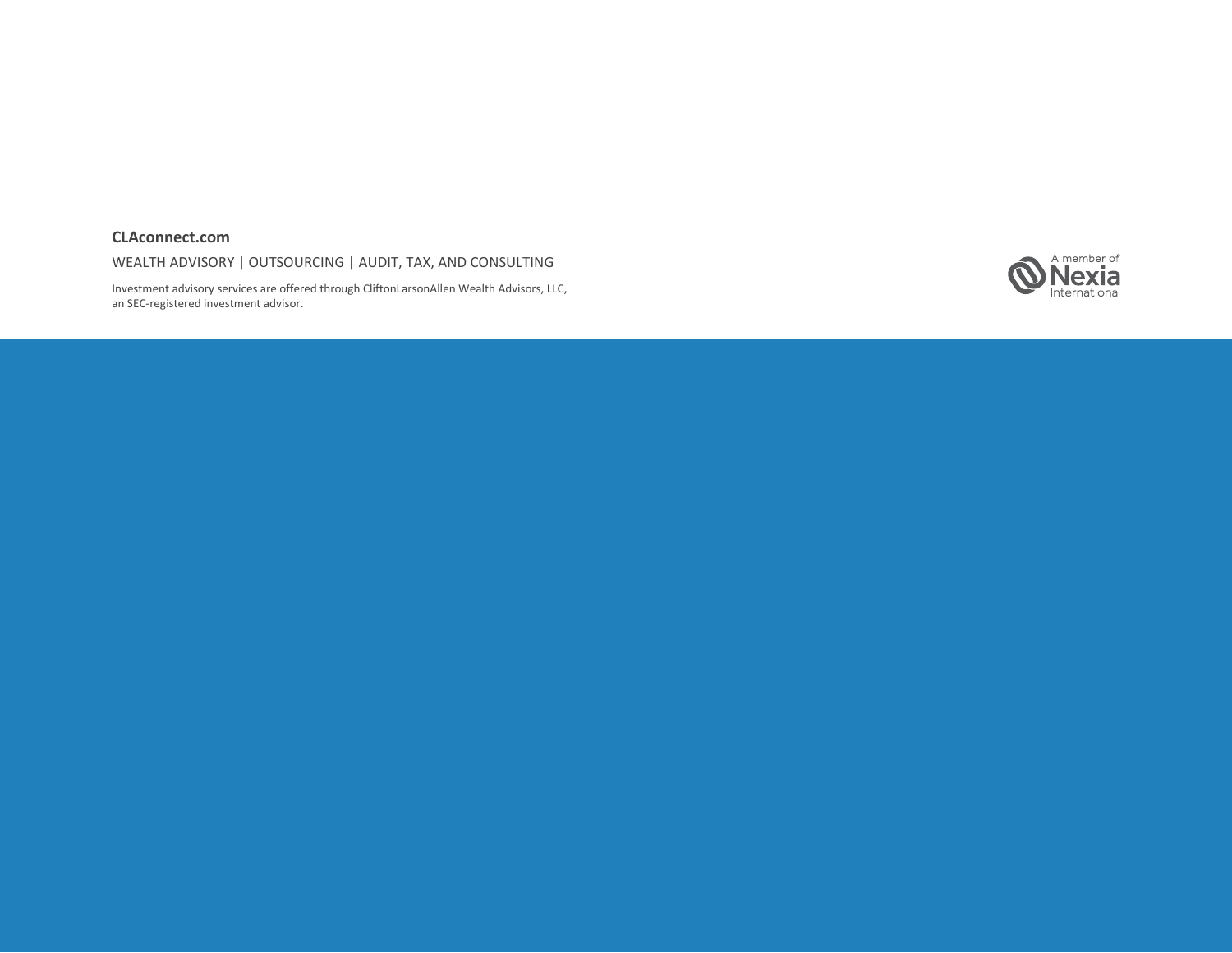**CLAconnect.com**

WEALTH ADVISORY | OUTSOURCING | AUDIT, TAX, AND CONSULTING

Investment advisory services are offered through CliftonLarsonAllen Wealth Advisors, LLC, an SEC-registered investment advisor.

A member of Nexia International